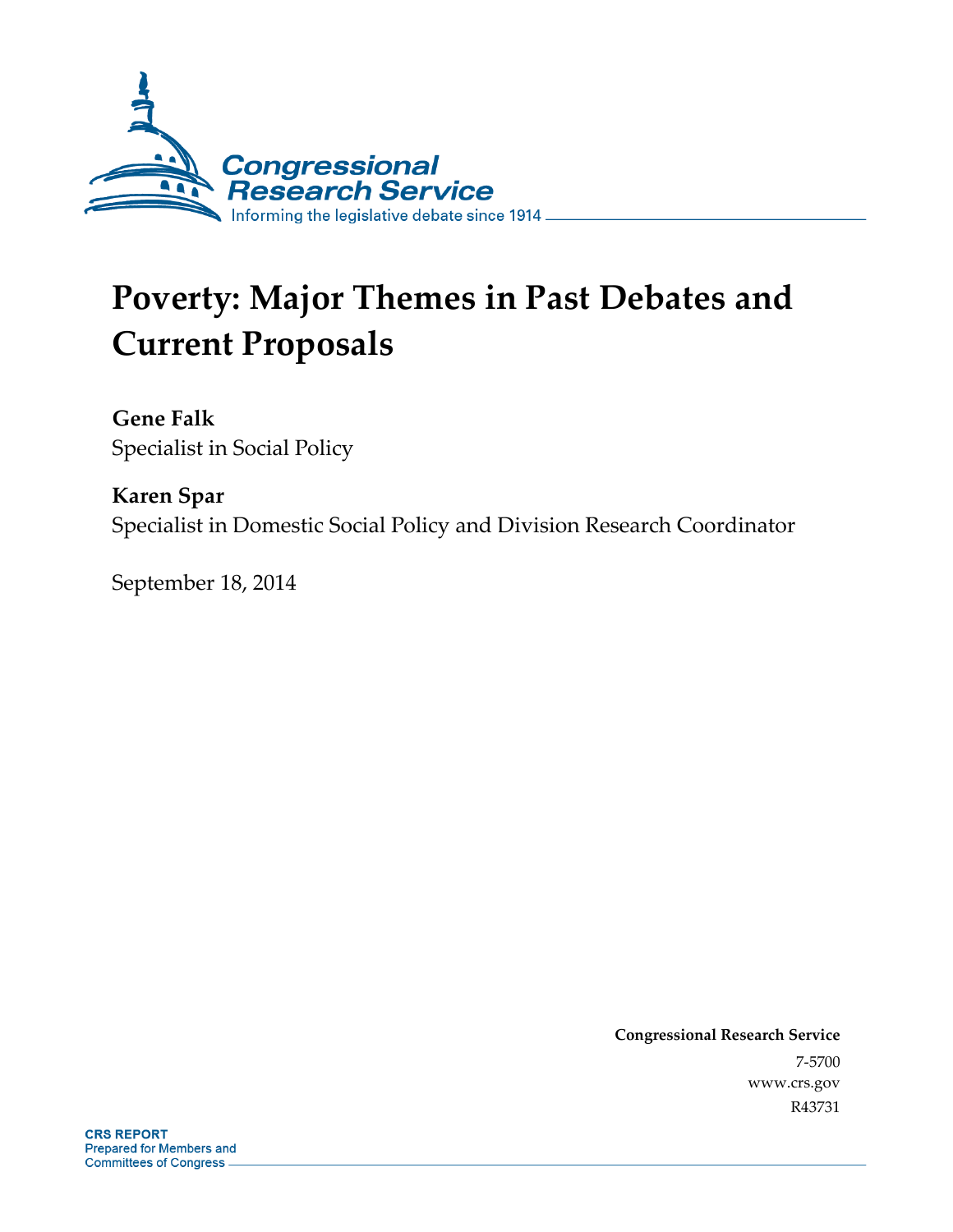Congressional Research Service

Informing the legislative debate since 1914

# Poverty: Major Themes in Past Debates and Current Proposals

**Gene Falk**

Specialist in Social Policy

**Karen Spar**

Specialist in Domestic Social Policy and Division Research Coordinator

September 18, 2014

**Congressional Research Service**

7-5700

www.crs.gov

R43731

**CRS REPORT**

Prepared for Members and Committees of Congress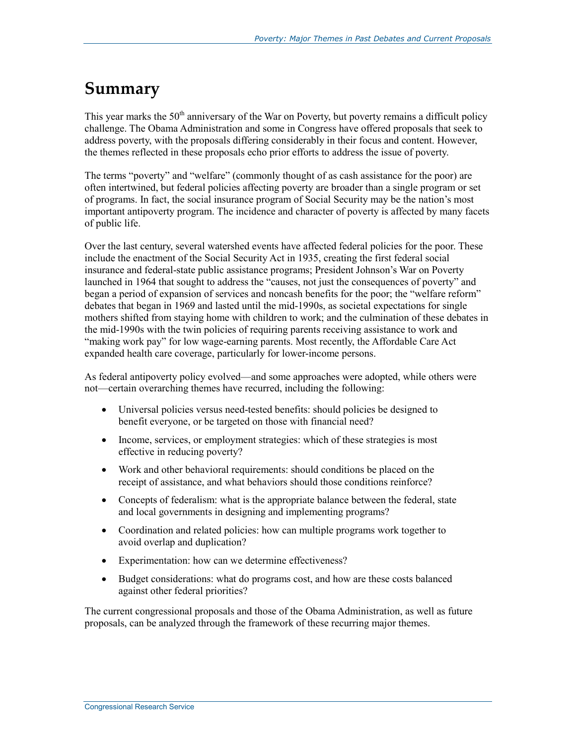# Summary

This year marks the 50th anniversary of the War on Poverty, but poverty remains a difficult policy challenge. The Obama Administration and some in Congress have offered proposals that seek to address poverty, with the proposals differing considerably in their focus and content. However, the themes reflected in these proposals echo prior efforts to address the issue of poverty.

The terms "poverty" and "welfare" (commonly thought of as cash assistance for the poor) are often intertwined, but federal policies affecting poverty are broader than a single program or set of programs. In fact, the social insurance program of Social Security may be the nation's most important antipoverty program. The incidence and character of poverty is affected by many facets of public life.

Over the last century, several watershed events have affected federal policies for the poor. These include the enactment of the Social Security Act in 1935, creating the first federal social insurance and federal-state public assistance programs; President Johnson's War on Poverty launched in 1964 that sought to address the "causes, not just the consequences of poverty" and began a period of expansion of services and noncash benefits for the poor; the "welfare reform" debates that began in 1969 and lasted until the mid-1990s, as societal expectations for single mothers shifted from staying home with children to work; and the culmination of these debates in the mid-1990s with the twin policies of requiring parents receiving assistance to work and "making work pay" for low wage-earning parents. Most recently, the Affordable Care Act expanded health care coverage, particularly for lower-income persons.

As federal antipoverty policy evolved—and some approaches were adopted, while others were not—certain overarching themes have recurred, including the following:

- Universal policies versus need-tested benefits: should policies be designed to benefit everyone, or be targeted on those with financial need?
- Income, services, or employment strategies: which of these strategies is most effective in reducing poverty?
- Work and other behavioral requirements: should conditions be placed on the receipt of assistance, and what behaviors should those conditions reinforce?
- Concepts of federalism: what is the appropriate balance between the federal, state and local governments in designing and implementing programs?
- Coordination and related policies: how can multiple programs work together to avoid overlap and duplication?
- Experimentation: how can we determine effectiveness?
- Budget considerations: what do programs cost, and how are these costs balanced against other federal priorities?

The current congressional proposals and those of the Obama Administration, as well as future proposals, can be analyzed through the framework of these recurring major themes.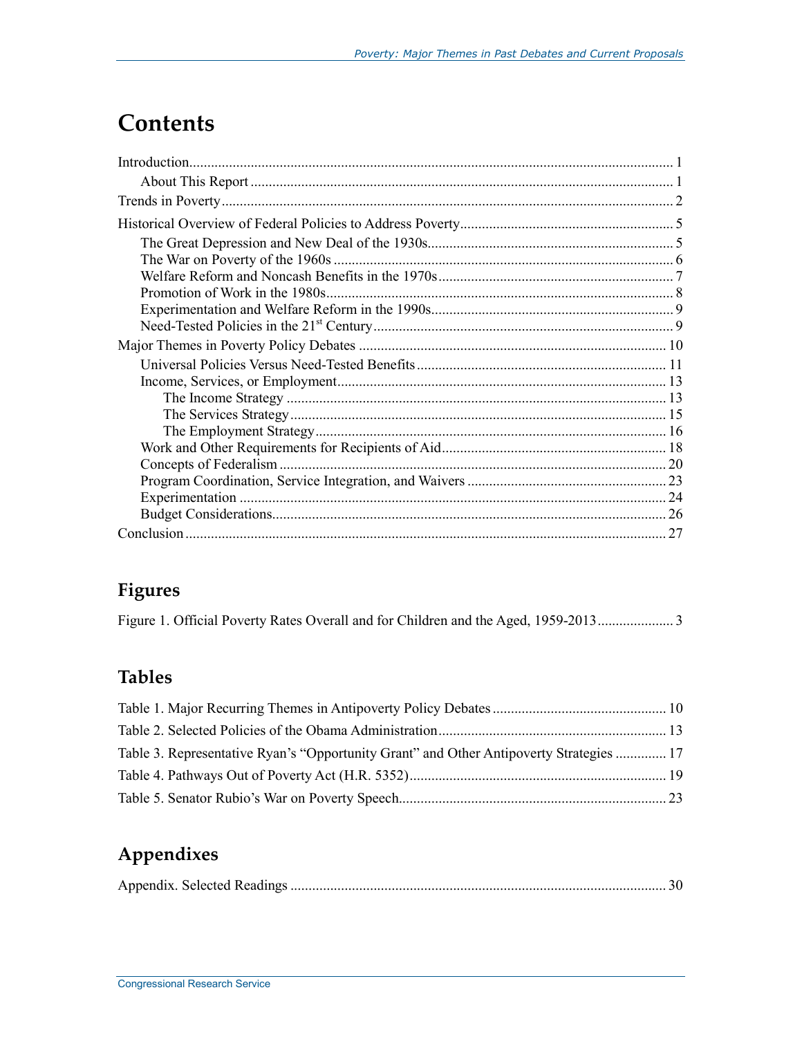# Contents

Introduction....................................................................................................................................... 1

About This Report ...................................................................................................................... 1

Trends in Poverty .............................................................................................................................. 2

Historical Overview of Federal Policies to Address Poverty............................................................. 5

The Great Depression and New Deal of the 1930s...................................................................... 5

The War on Poverty of the 1960s ............................................................................................... 6

Welfare Reform and Noncash Benefits in the 1970s.................................................................... 7

Promotion of Work in the 1980s.................................................................................................. 8

Experimentation and Welfare Reform in the 1990s..................................................................... 9

Need-Tested Policies in the 21st Century..................................................................................... 9

Major Themes in Poverty Policy Debates ....................................................................................... 10

Universal Policies Versus Need-Tested Benefits ....................................................................... 11

Income, Services, or Employment............................................................................................. 13

The Income Strategy ........................................................................................................... 13

The Services Strategy ......................................................................................................... 15

The Employment Strategy................................................................................................... 16

Work and Other Requirements for Recipients of Aid................................................................ 18

Concepts of Federalism ............................................................................................................ 20

Program Coordination, Service Integration, and Waivers ......................................................... 23

Experimentation ....................................................................................................................... 24

Budget Considerations.............................................................................................................. 26

Conclusion ...................................................................................................................................... 27

## Figures

Figure 1. Official Poverty Rates Overall and for Children and the Aged, 1959-2013..................... 3

## Tables

Table 1. Major Recurring Themes in Antipoverty Policy Debates ................................................ 10

Table 2. Selected Policies of the Obama Administration............................................................... 13

Table 3. Representative Ryan's "Opportunity Grant" and Other Antipoverty Strategies .............. 17

Table 4. Pathways Out of Poverty Act (H.R. 5352)....................................................................... 19

Table 5. Senator Rubio's War on Poverty Speech.......................................................................... 23

## Appendixes

Appendix. Selected Readings ......................................................................................................... 30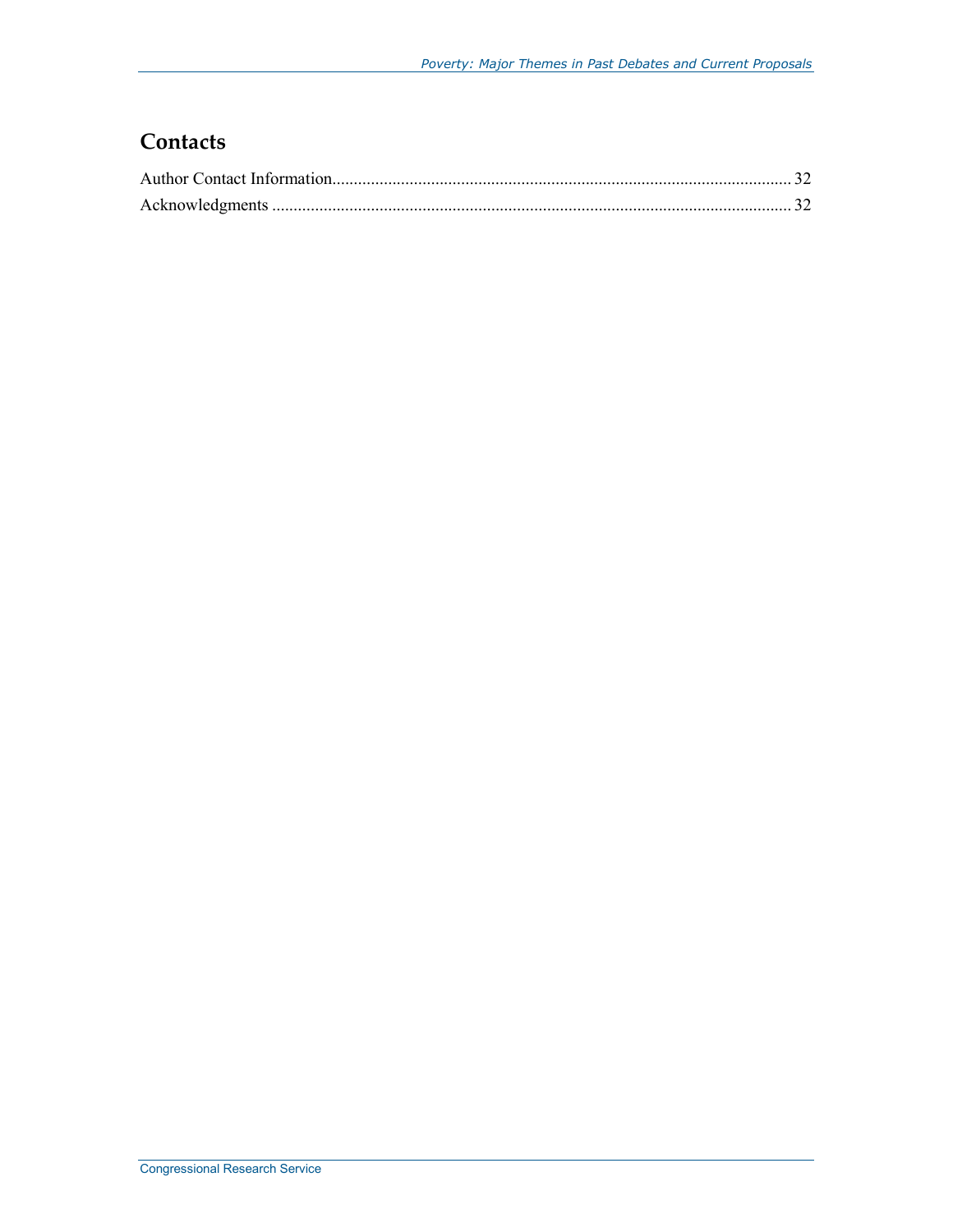## Contacts

Author Contact Information........................................................................................................... 32
Acknowledgments ......................................................................................................................... 32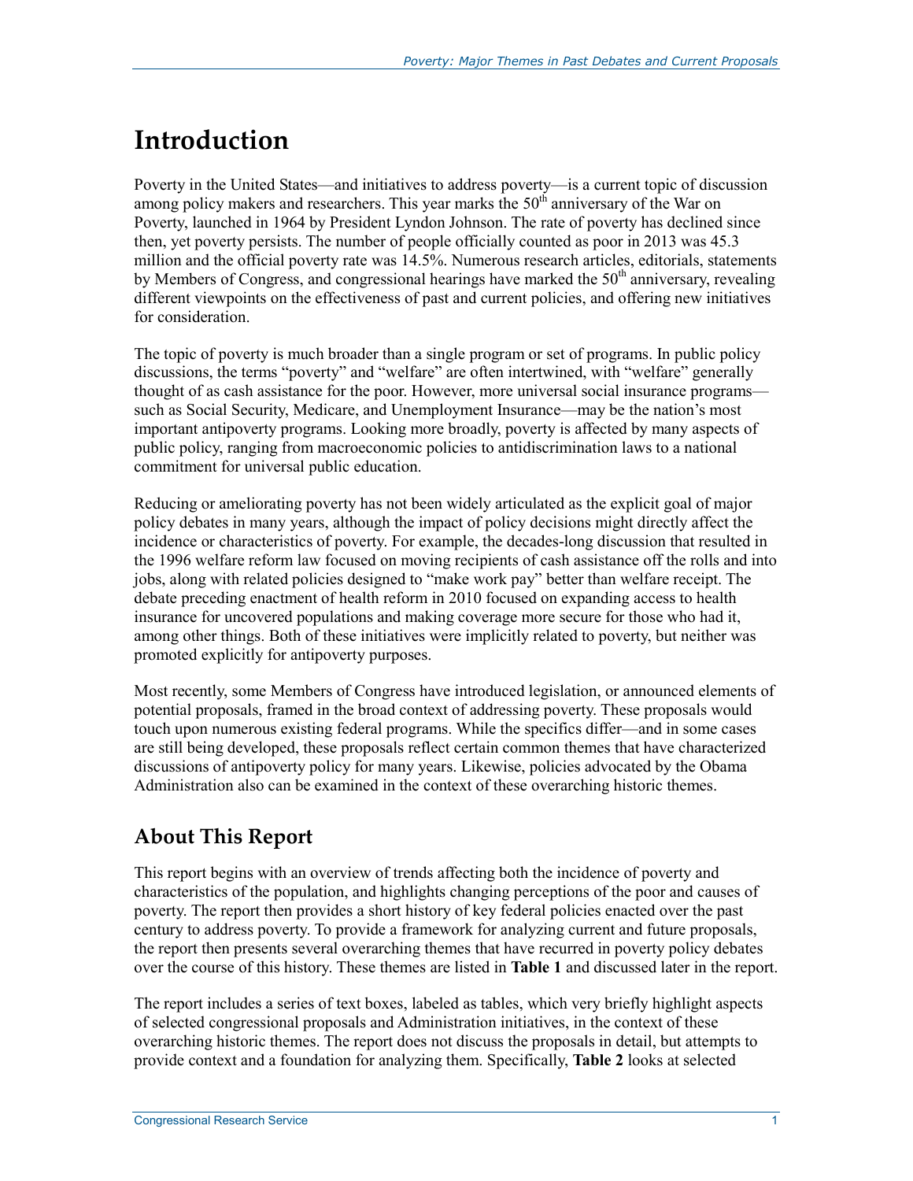# Introduction

Poverty in the United States—and initiatives to address poverty—is a current topic of discussion among policy makers and researchers. This year marks the 50th anniversary of the War on Poverty, launched in 1964 by President Lyndon Johnson. The rate of poverty has declined since then, yet poverty persists. The number of people officially counted as poor in 2013 was 45.3 million and the official poverty rate was 14.5%. Numerous research articles, editorials, statements by Members of Congress, and congressional hearings have marked the 50th anniversary, revealing different viewpoints on the effectiveness of past and current policies, and offering new initiatives for consideration.

The topic of poverty is much broader than a single program or set of programs. In public policy discussions, the terms "poverty" and "welfare" are often intertwined, with "welfare" generally thought of as cash assistance for the poor. However, more universal social insurance programs—such as Social Security, Medicare, and Unemployment Insurance—may be the nation's most important antipoverty programs. Looking more broadly, poverty is affected by many aspects of public policy, ranging from macroeconomic policies to antidiscrimination laws to a national commitment for universal public education.

Reducing or ameliorating poverty has not been widely articulated as the explicit goal of major policy debates in many years, although the impact of policy decisions might directly affect the incidence or characteristics of poverty. For example, the decades-long discussion that resulted in the 1996 welfare reform law focused on moving recipients of cash assistance off the rolls and into jobs, along with related policies designed to "make work pay" better than welfare receipt. The debate preceding enactment of health reform in 2010 focused on expanding access to health insurance for uncovered populations and making coverage more secure for those who had it, among other things. Both of these initiatives were implicitly related to poverty, but neither was promoted explicitly for antipoverty purposes.

Most recently, some Members of Congress have introduced legislation, or announced elements of potential proposals, framed in the broad context of addressing poverty. These proposals would touch upon numerous existing federal programs. While the specifics differ—and in some cases are still being developed, these proposals reflect certain common themes that have characterized discussions of antipoverty policy for many years. Likewise, policies advocated by the Obama Administration also can be examined in the context of these overarching historic themes.

## About This Report

This report begins with an overview of trends affecting both the incidence of poverty and characteristics of the population, and highlights changing perceptions of the poor and causes of poverty. The report then provides a short history of key federal policies enacted over the past century to address poverty. To provide a framework for analyzing current and future proposals, the report then presents several overarching themes that have recurred in poverty policy debates over the course of this history. These themes are listed in **Table 1** and discussed later in the report.

The report includes a series of text boxes, labeled as tables, which very briefly highlight aspects of selected congressional proposals and Administration initiatives, in the context of these overarching historic themes. The report does not discuss the proposals in detail, but attempts to provide context and a foundation for analyzing them. Specifically, **Table 2** looks at selected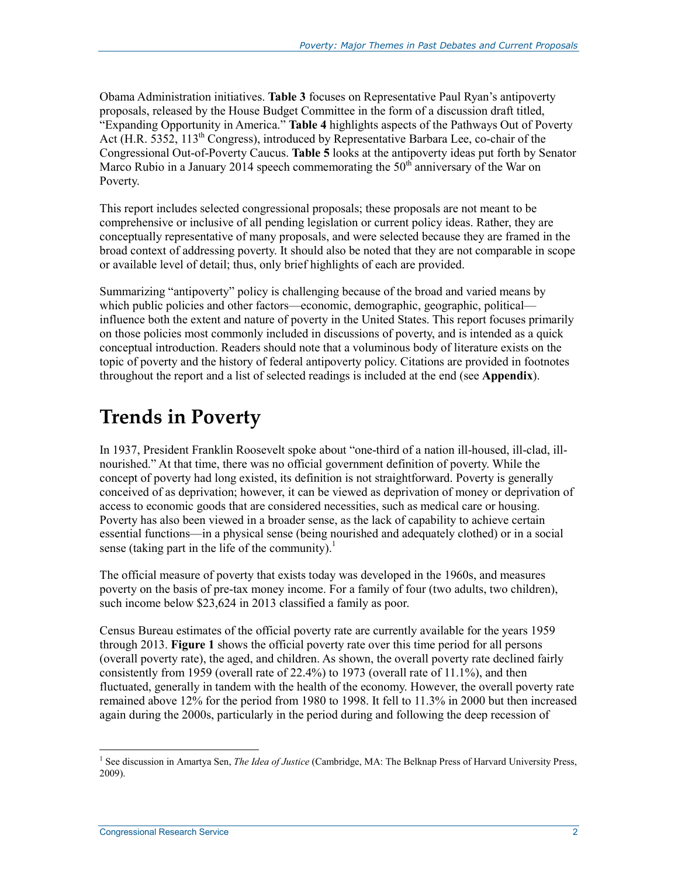Obama Administration initiatives. **Table 3** focuses on Representative Paul Ryan's antipoverty proposals, released by the House Budget Committee in the form of a discussion draft titled, "Expanding Opportunity in America." **Table 4** highlights aspects of the Pathways Out of Poverty Act (H.R. 5352, 113th Congress), introduced by Representative Barbara Lee, co-chair of the Congressional Out-of-Poverty Caucus. **Table 5** looks at the antipoverty ideas put forth by Senator Marco Rubio in a January 2014 speech commemorating the 50th anniversary of the War on Poverty.

This report includes selected congressional proposals; these proposals are not meant to be comprehensive or inclusive of all pending legislation or current policy ideas. Rather, they are conceptually representative of many proposals, and were selected because they are framed in the broad context of addressing poverty. It should also be noted that they are not comparable in scope or available level of detail; thus, only brief highlights of each are provided.

Summarizing "antipoverty" policy is challenging because of the broad and varied means by which public policies and other factors—economic, demographic, geographic, political—influence both the extent and nature of poverty in the United States. This report focuses primarily on those policies most commonly included in discussions of poverty, and is intended as a quick conceptual introduction. Readers should note that a voluminous body of literature exists on the topic of poverty and the history of federal antipoverty policy. Citations are provided in footnotes throughout the report and a list of selected readings is included at the end (see **Appendix**).

# Trends in Poverty

In 1937, President Franklin Roosevelt spoke about "one-third of a nation ill-housed, ill-clad, ill-nourished." At that time, there was no official government definition of poverty. While the concept of poverty had long existed, its definition is not straightforward. Poverty is generally conceived of as deprivation; however, it can be viewed as deprivation of money or deprivation of access to economic goods that are considered necessities, such as medical care or housing. Poverty has also been viewed in a broader sense, as the lack of capability to achieve certain essential functions—in a physical sense (being nourished and adequately clothed) or in a social sense (taking part in the life of the community).[1]

The official measure of poverty that exists today was developed in the 1960s, and measures poverty on the basis of pre-tax money income. For a family of four (two adults, two children), such income below $23,624 in 2013 classified a family as poor.

Census Bureau estimates of the official poverty rate are currently available for the years 1959 through 2013. **Figure 1** shows the official poverty rate over this time period for all persons (overall poverty rate), the aged, and children. As shown, the overall poverty rate declined fairly consistently from 1959 (overall rate of 22.4%) to 1973 (overall rate of 11.1%), and then fluctuated, generally in tandem with the health of the economy. However, the overall poverty rate remained above 12% for the period from 1980 to 1998. It fell to 11.3% in 2000 but then increased again during the 2000s, particularly in the period during and following the deep recession of

---

[1] See discussion in Amartya Sen, *The Idea of Justice* (Cambridge, MA: The Belknap Press of Harvard University Press, 2009).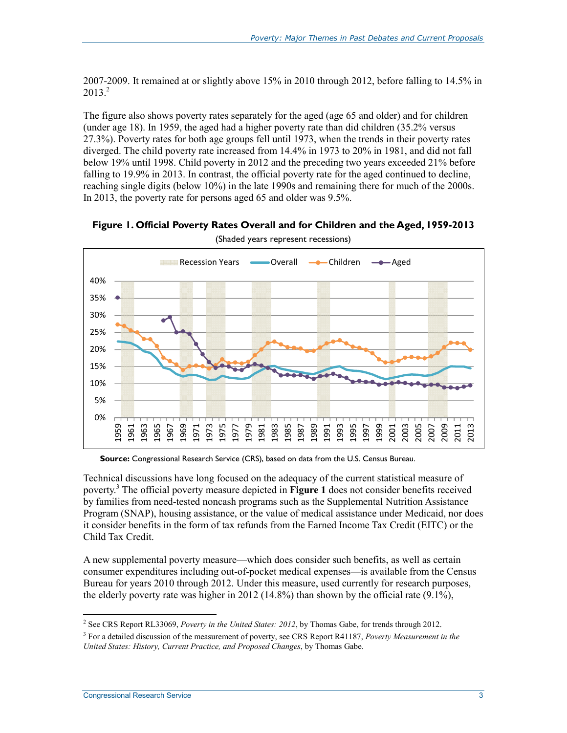2007-2009. It remained at or slightly above 15% in 2010 through 2012, before falling to 14.5% in 2013.[2]

The figure also shows poverty rates separately for the aged (age 65 and older) and for children (under age 18). In 1959, the aged had a higher poverty rate than did children (35.2% versus 27.3%). Poverty rates for both age groups fell until 1973, when the trends in their poverty rates diverged. The child poverty rate increased from 14.4% in 1973 to 20% in 1981, and did not fall below 19% until 1998. Child poverty in 2012 and the preceding two years exceeded 21% before falling to 19.9% in 2013. In contrast, the official poverty rate for the aged continued to decline, reaching single digits (below 10%) in the late 1990s and remaining there for much of the 2000s. In 2013, the poverty rate for persons aged 65 and older was 9.5%.

**Figure 1. Official Poverty Rates Overall and for Children and the Aged, 1959-2013**

(Shaded years represent recessions)

**Source:** Congressional Research Service (CRS), based on data from the U.S. Census Bureau.

Technical discussions have long focused on the adequacy of the current statistical measure of poverty.[3] The official poverty measure depicted in **Figure 1** does not consider benefits received by families from need-tested noncash programs such as the Supplemental Nutrition Assistance Program (SNAP), housing assistance, or the value of medical assistance under Medicaid, nor does it consider benefits in the form of tax refunds from the Earned Income Tax Credit (EITC) or the Child Tax Credit.

A new supplemental poverty measure—which does consider such benefits, as well as certain consumer expenditures including out-of-pocket medical expenses—is available from the Census Bureau for years 2010 through 2012. Under this measure, used currently for research purposes, the elderly poverty rate was higher in 2012 (14.8%) than shown by the official rate (9.1%),

---

[2] See CRS Report RL33069, *Poverty in the United States: 2012*, by Thomas Gabe, for trends through 2012.

[3] For a detailed discussion of the measurement of poverty, see CRS Report R41187, *Poverty Measurement in the United States: History, Current Practice, and Proposed Changes*, by Thomas Gabe.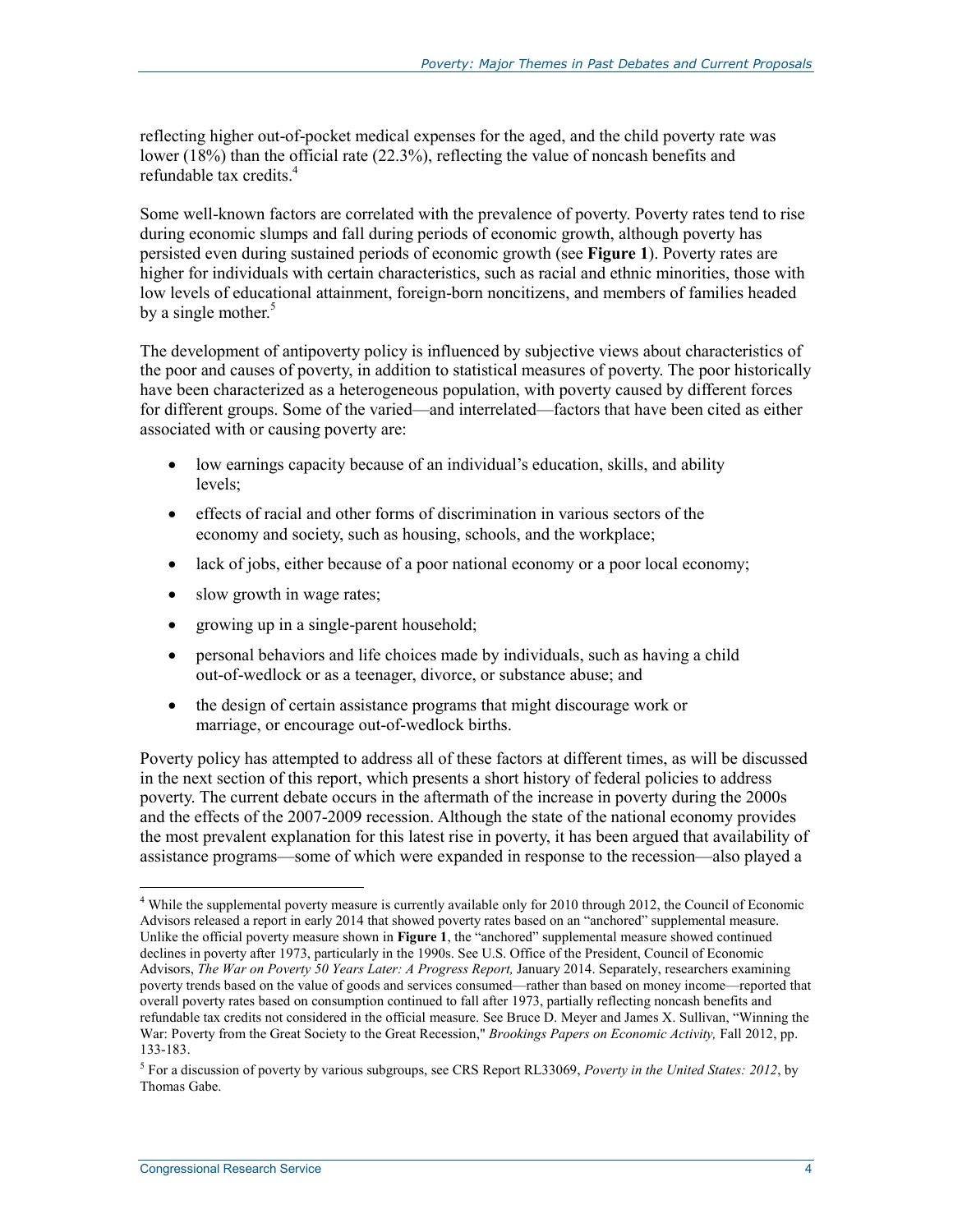reflecting higher out-of-pocket medical expenses for the aged, and the child poverty rate was lower (18%) than the official rate (22.3%), reflecting the value of noncash benefits and refundable tax credits.[4]

Some well-known factors are correlated with the prevalence of poverty. Poverty rates tend to rise during economic slumps and fall during periods of economic growth, although poverty has persisted even during sustained periods of economic growth (see **Figure 1**). Poverty rates are higher for individuals with certain characteristics, such as racial and ethnic minorities, those with low levels of educational attainment, foreign-born noncitizens, and members of families headed by a single mother.[5]

The development of antipoverty policy is influenced by subjective views about characteristics of the poor and causes of poverty, in addition to statistical measures of poverty. The poor historically have been characterized as a heterogeneous population, with poverty caused by different forces for different groups. Some of the varied—and interrelated—factors that have been cited as either associated with or causing poverty are:

- low earnings capacity because of an individual's education, skills, and ability levels;
- effects of racial and other forms of discrimination in various sectors of the economy and society, such as housing, schools, and the workplace;
- lack of jobs, either because of a poor national economy or a poor local economy;
- slow growth in wage rates;
- growing up in a single-parent household;
- personal behaviors and life choices made by individuals, such as having a child out-of-wedlock or as a teenager, divorce, or substance abuse; and
- the design of certain assistance programs that might discourage work or marriage, or encourage out-of-wedlock births.

Poverty policy has attempted to address all of these factors at different times, as will be discussed in the next section of this report, which presents a short history of federal policies to address poverty. The current debate occurs in the aftermath of the increase in poverty during the 2000s and the effects of the 2007-2009 recession. Although the state of the national economy provides the most prevalent explanation for this latest rise in poverty, it has been argued that availability of assistance programs—some of which were expanded in response to the recession—also played a

---

[4] While the supplemental poverty measure is currently available only for 2010 through 2012, the Council of Economic Advisors released a report in early 2014 that showed poverty rates based on an "anchored" supplemental measure. Unlike the official poverty measure shown in **Figure 1**, the "anchored" supplemental measure showed continued declines in poverty after 1973, particularly in the 1990s. See U.S. Office of the President, Council of Economic Advisors, *The War on Poverty 50 Years Later: A Progress Report,* January 2014. Separately, researchers examining poverty trends based on the value of goods and services consumed—rather than based on money income—reported that overall poverty rates based on consumption continued to fall after 1973, partially reflecting noncash benefits and refundable tax credits not considered in the official measure. See Bruce D. Meyer and James X. Sullivan, "Winning the War: Poverty from the Great Society to the Great Recession," *Brookings Papers on Economic Activity,* Fall 2012, pp. 133-183.

[5] For a discussion of poverty by various subgroups, see CRS Report RL33069, *Poverty in the United States: 2012*, by Thomas Gabe.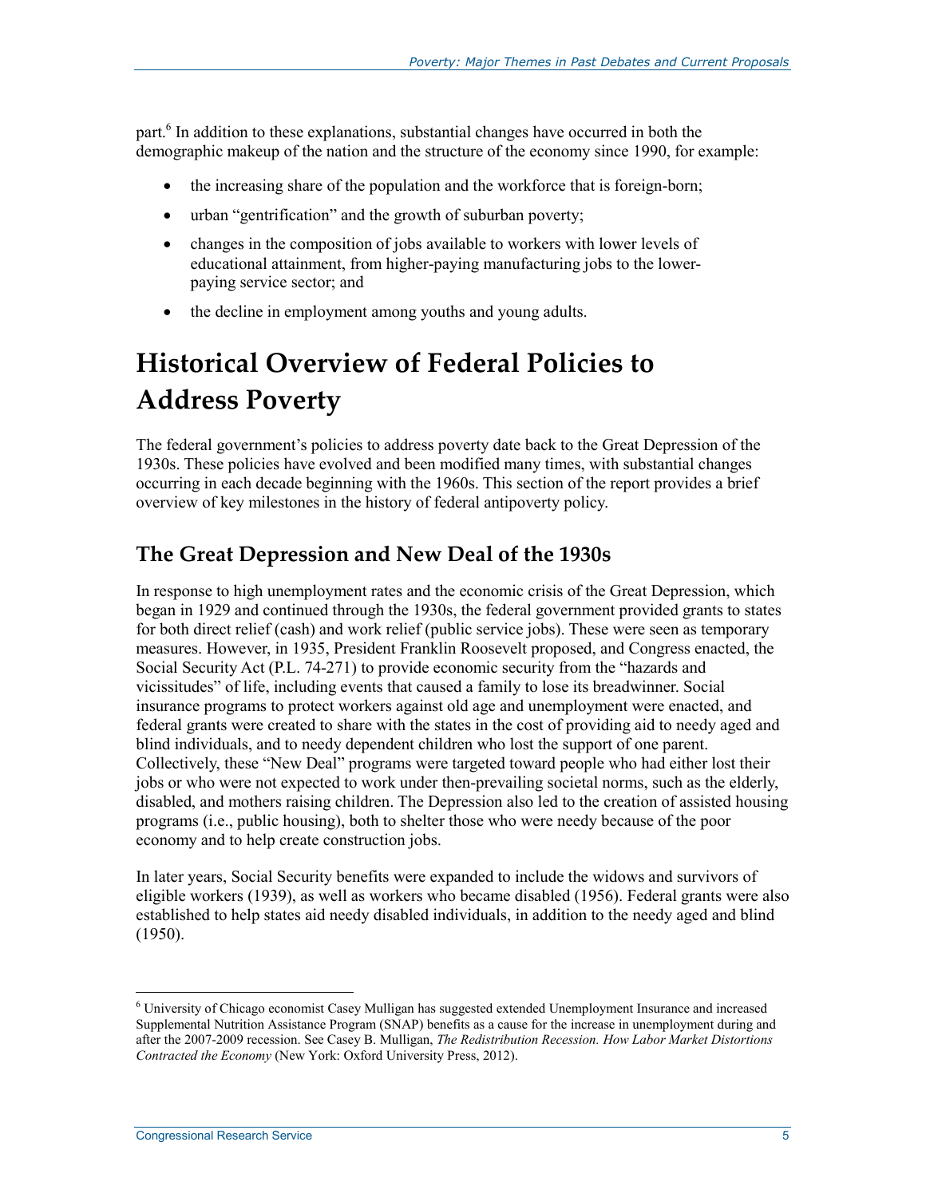part.[6] In addition to these explanations, substantial changes have occurred in both the demographic makeup of the nation and the structure of the economy since 1990, for example:

- the increasing share of the population and the workforce that is foreign-born;
- urban "gentrification" and the growth of suburban poverty;
- changes in the composition of jobs available to workers with lower levels of educational attainment, from higher-paying manufacturing jobs to the lower-paying service sector; and
- the decline in employment among youths and young adults.

# Historical Overview of Federal Policies to Address Poverty

The federal government's policies to address poverty date back to the Great Depression of the 1930s. These policies have evolved and been modified many times, with substantial changes occurring in each decade beginning with the 1960s. This section of the report provides a brief overview of key milestones in the history of federal antipoverty policy.

## The Great Depression and New Deal of the 1930s

In response to high unemployment rates and the economic crisis of the Great Depression, which began in 1929 and continued through the 1930s, the federal government provided grants to states for both direct relief (cash) and work relief (public service jobs). These were seen as temporary measures. However, in 1935, President Franklin Roosevelt proposed, and Congress enacted, the Social Security Act (P.L. 74-271) to provide economic security from the "hazards and vicissitudes" of life, including events that caused a family to lose its breadwinner. Social insurance programs to protect workers against old age and unemployment were enacted, and federal grants were created to share with the states in the cost of providing aid to needy aged and blind individuals, and to needy dependent children who lost the support of one parent. Collectively, these "New Deal" programs were targeted toward people who had either lost their jobs or who were not expected to work under then-prevailing societal norms, such as the elderly, disabled, and mothers raising children. The Depression also led to the creation of assisted housing programs (i.e., public housing), both to shelter those who were needy because of the poor economy and to help create construction jobs.

In later years, Social Security benefits were expanded to include the widows and survivors of eligible workers (1939), as well as workers who became disabled (1956). Federal grants were also established to help states aid needy disabled individuals, in addition to the needy aged and blind (1950).

---

[6] University of Chicago economist Casey Mulligan has suggested extended Unemployment Insurance and increased Supplemental Nutrition Assistance Program (SNAP) benefits as a cause for the increase in unemployment during and after the 2007-2009 recession. See Casey B. Mulligan, *The Redistribution Recession. How Labor Market Distortions Contracted the Economy* (New York: Oxford University Press, 2012).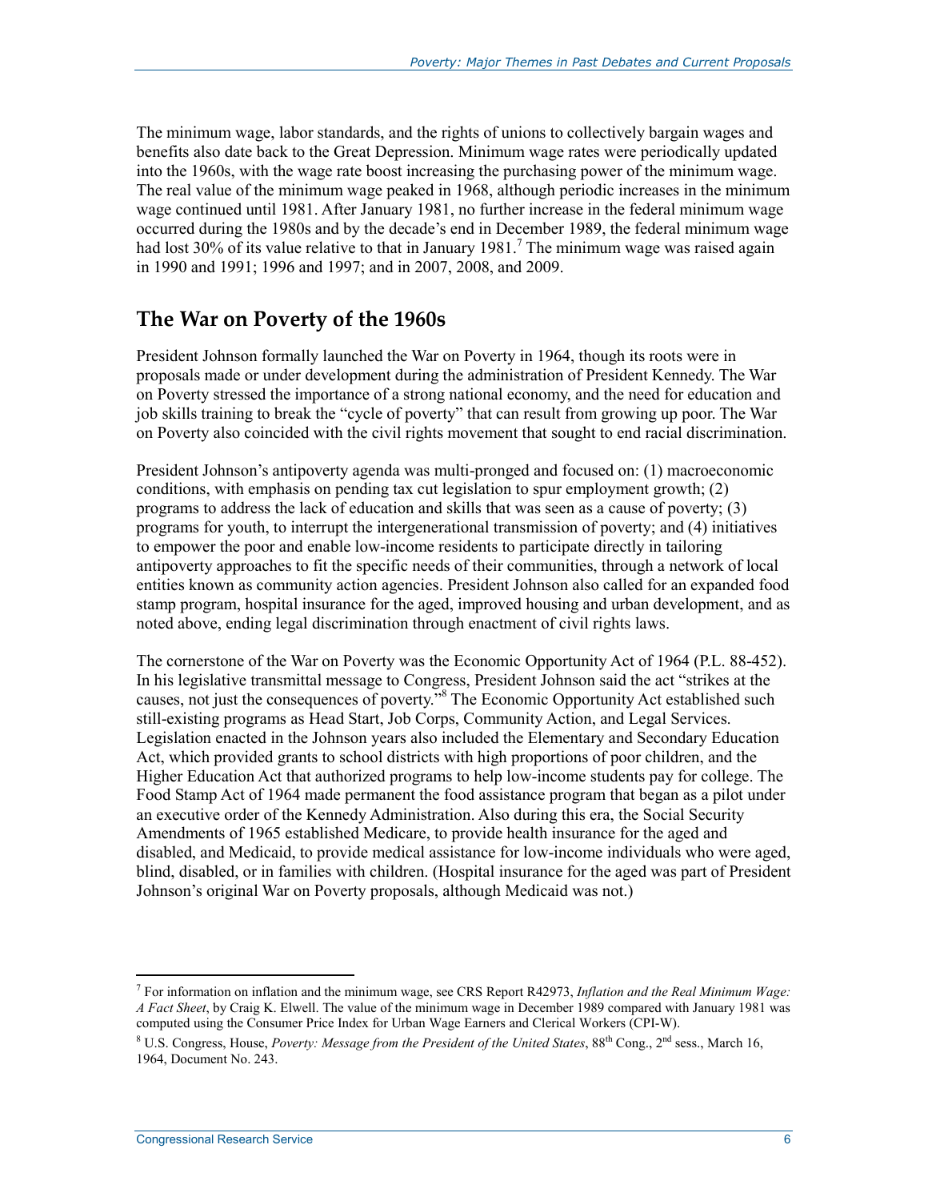The minimum wage, labor standards, and the rights of unions to collectively bargain wages and benefits also date back to the Great Depression. Minimum wage rates were periodically updated into the 1960s, with the wage rate boost increasing the purchasing power of the minimum wage. The real value of the minimum wage peaked in 1968, although periodic increases in the minimum wage continued until 1981. After January 1981, no further increase in the federal minimum wage occurred during the 1980s and by the decade's end in December 1989, the federal minimum wage had lost 30% of its value relative to that in January 1981.[7] The minimum wage was raised again in 1990 and 1991; 1996 and 1997; and in 2007, 2008, and 2009.

## The War on Poverty of the 1960s

President Johnson formally launched the War on Poverty in 1964, though its roots were in proposals made or under development during the administration of President Kennedy. The War on Poverty stressed the importance of a strong national economy, and the need for education and job skills training to break the "cycle of poverty" that can result from growing up poor. The War on Poverty also coincided with the civil rights movement that sought to end racial discrimination.

President Johnson's antipoverty agenda was multi-pronged and focused on: (1) macroeconomic conditions, with emphasis on pending tax cut legislation to spur employment growth; (2) programs to address the lack of education and skills that was seen as a cause of poverty; (3) programs for youth, to interrupt the intergenerational transmission of poverty; and (4) initiatives to empower the poor and enable low-income residents to participate directly in tailoring antipoverty approaches to fit the specific needs of their communities, through a network of local entities known as community action agencies. President Johnson also called for an expanded food stamp program, hospital insurance for the aged, improved housing and urban development, and as noted above, ending legal discrimination through enactment of civil rights laws.

The cornerstone of the War on Poverty was the Economic Opportunity Act of 1964 (P.L. 88-452). In his legislative transmittal message to Congress, President Johnson said the act "strikes at the causes, not just the consequences of poverty."[8] The Economic Opportunity Act established such still-existing programs as Head Start, Job Corps, Community Action, and Legal Services. Legislation enacted in the Johnson years also included the Elementary and Secondary Education Act, which provided grants to school districts with high proportions of poor children, and the Higher Education Act that authorized programs to help low-income students pay for college. The Food Stamp Act of 1964 made permanent the food assistance program that began as a pilot under an executive order of the Kennedy Administration. Also during this era, the Social Security Amendments of 1965 established Medicare, to provide health insurance for the aged and disabled, and Medicaid, to provide medical assistance for low-income individuals who were aged, blind, disabled, or in families with children. (Hospital insurance for the aged was part of President Johnson's original War on Poverty proposals, although Medicaid was not.)

---

[7] For information on inflation and the minimum wage, see CRS Report R42973, *Inflation and the Real Minimum Wage: A Fact Sheet*, by Craig K. Elwell. The value of the minimum wage in December 1989 compared with January 1981 was computed using the Consumer Price Index for Urban Wage Earners and Clerical Workers (CPI-W).

[8] U.S. Congress, House, *Poverty: Message from the President of the United States*, 88th Cong., 2nd sess., March 16, 1964, Document No. 243.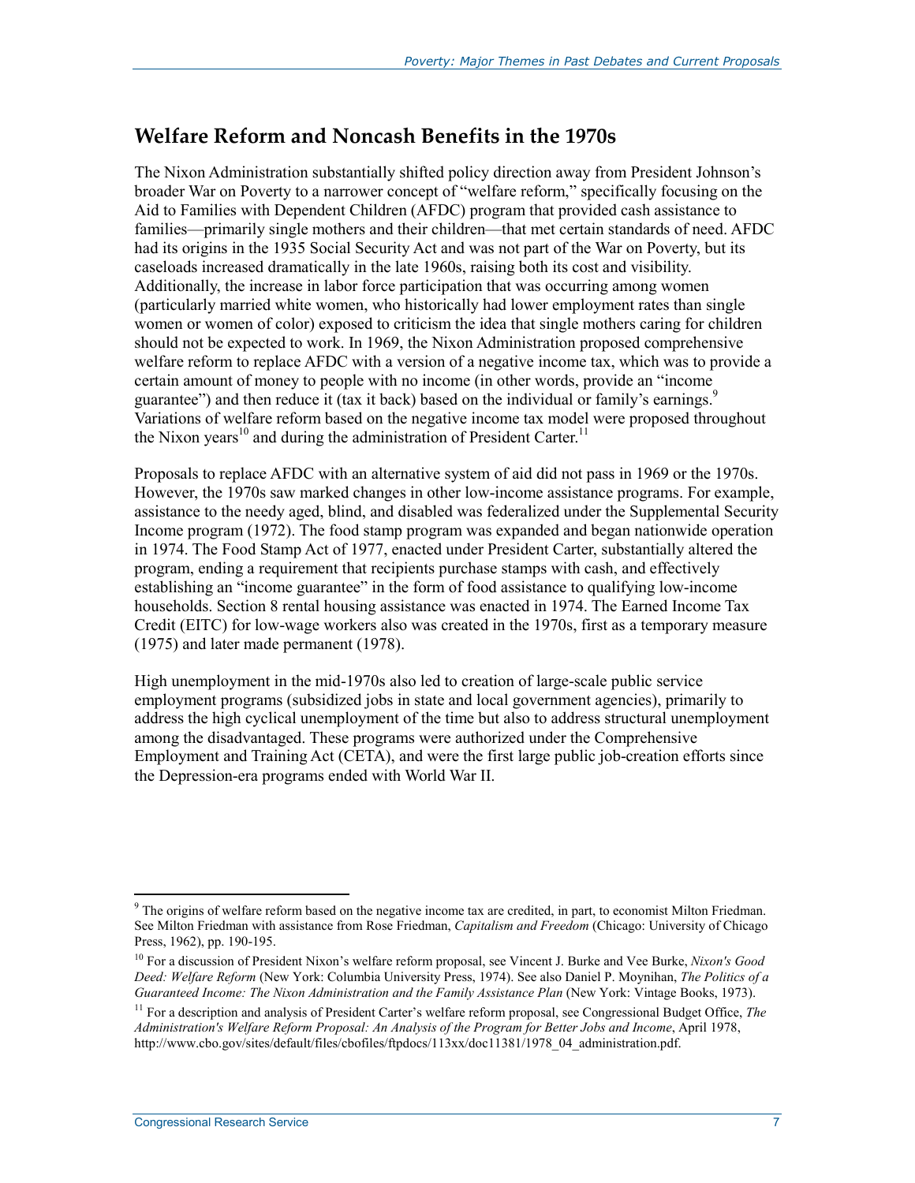## Welfare Reform and Noncash Benefits in the 1970s

The Nixon Administration substantially shifted policy direction away from President Johnson's broader War on Poverty to a narrower concept of "welfare reform," specifically focusing on the Aid to Families with Dependent Children (AFDC) program that provided cash assistance to families—primarily single mothers and their children—that met certain standards of need. AFDC had its origins in the 1935 Social Security Act and was not part of the War on Poverty, but its caseloads increased dramatically in the late 1960s, raising both its cost and visibility. Additionally, the increase in labor force participation that was occurring among women (particularly married white women, who historically had lower employment rates than single women or women of color) exposed to criticism the idea that single mothers caring for children should not be expected to work. In 1969, the Nixon Administration proposed comprehensive welfare reform to replace AFDC with a version of a negative income tax, which was to provide a certain amount of money to people with no income (in other words, provide an "income guarantee") and then reduce it (tax it back) based on the individual or family's earnings.[9] Variations of welfare reform based on the negative income tax model were proposed throughout the Nixon years[10] and during the administration of President Carter.[11]

Proposals to replace AFDC with an alternative system of aid did not pass in 1969 or the 1970s. However, the 1970s saw marked changes in other low-income assistance programs. For example, assistance to the needy aged, blind, and disabled was federalized under the Supplemental Security Income program (1972). The food stamp program was expanded and began nationwide operation in 1974. The Food Stamp Act of 1977, enacted under President Carter, substantially altered the program, ending a requirement that recipients purchase stamps with cash, and effectively establishing an "income guarantee" in the form of food assistance to qualifying low-income households. Section 8 rental housing assistance was enacted in 1974. The Earned Income Tax Credit (EITC) for low-wage workers also was created in the 1970s, first as a temporary measure (1975) and later made permanent (1978).

High unemployment in the mid-1970s also led to creation of large-scale public service employment programs (subsidized jobs in state and local government agencies), primarily to address the high cyclical unemployment of the time but also to address structural unemployment among the disadvantaged. These programs were authorized under the Comprehensive Employment and Training Act (CETA), and were the first large public job-creation efforts since the Depression-era programs ended with World War II.

---

[9] The origins of welfare reform based on the negative income tax are credited, in part, to economist Milton Friedman. See Milton Friedman with assistance from Rose Friedman, *Capitalism and Freedom* (Chicago: University of Chicago Press, 1962), pp. 190-195.

[10] For a discussion of President Nixon's welfare reform proposal, see Vincent J. Burke and Vee Burke, *Nixon's Good Deed: Welfare Reform* (New York: Columbia University Press, 1974). See also Daniel P. Moynihan, *The Politics of a Guaranteed Income: The Nixon Administration and the Family Assistance Plan* (New York: Vintage Books, 1973).

[11] For a description and analysis of President Carter's welfare reform proposal, see Congressional Budget Office, *The Administration's Welfare Reform Proposal: An Analysis of the Program for Better Jobs and Income*, April 1978, http://www.cbo.gov/sites/default/files/cbofiles/ftpdocs/113xx/doc11381/1978_04_administration.pdf.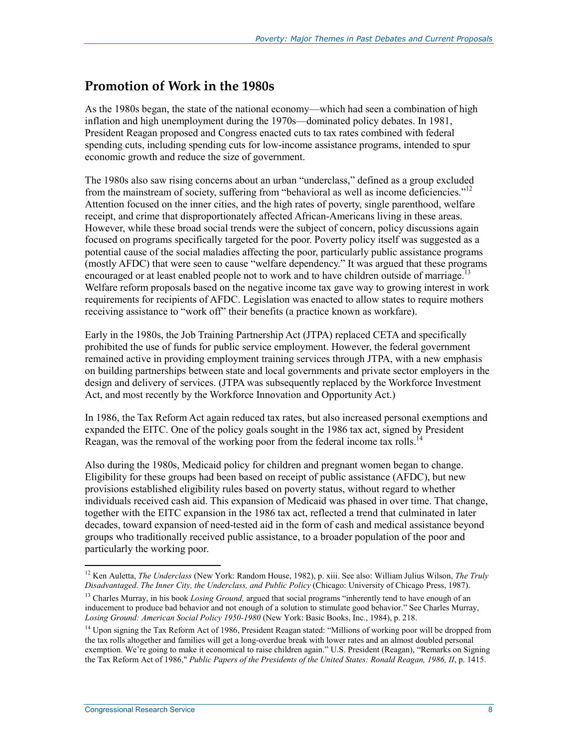## Promotion of Work in the 1980s

As the 1980s began, the state of the national economy—which had seen a combination of high inflation and high unemployment during the 1970s—dominated policy debates. In 1981, President Reagan proposed and Congress enacted cuts to tax rates combined with federal spending cuts, including spending cuts for low-income assistance programs, intended to spur economic growth and reduce the size of government.

The 1980s also saw rising concerns about an urban "underclass," defined as a group excluded from the mainstream of society, suffering from "behavioral as well as income deficiencies."[12] Attention focused on the inner cities, and the high rates of poverty, single parenthood, welfare receipt, and crime that disproportionately affected African-Americans living in these areas. However, while these broad social trends were the subject of concern, policy discussions again focused on programs specifically targeted for the poor. Poverty policy itself was suggested as a potential cause of the social maladies affecting the poor, particularly public assistance programs (mostly AFDC) that were seen to cause "welfare dependency." It was argued that these programs encouraged or at least enabled people not to work and to have children outside of marriage.[13] Welfare reform proposals based on the negative income tax gave way to growing interest in work requirements for recipients of AFDC. Legislation was enacted to allow states to require mothers receiving assistance to "work off" their benefits (a practice known as workfare).

Early in the 1980s, the Job Training Partnership Act (JTPA) replaced CETA and specifically prohibited the use of funds for public service employment. However, the federal government remained active in providing employment training services through JTPA, with a new emphasis on building partnerships between state and local governments and private sector employers in the design and delivery of services. (JTPA was subsequently replaced by the Workforce Investment Act, and most recently by the Workforce Innovation and Opportunity Act.)

In 1986, the Tax Reform Act again reduced tax rates, but also increased personal exemptions and expanded the EITC. One of the policy goals sought in the 1986 tax act, signed by President Reagan, was the removal of the working poor from the federal income tax rolls.[14]

Also during the 1980s, Medicaid policy for children and pregnant women began to change. Eligibility for these groups had been based on receipt of public assistance (AFDC), but new provisions established eligibility rules based on poverty status, without regard to whether individuals received cash aid. This expansion of Medicaid was phased in over time. That change, together with the EITC expansion in the 1986 tax act, reflected a trend that culminated in later decades, toward expansion of need-tested aid in the form of cash and medical assistance beyond groups who traditionally received public assistance, to a broader population of the poor and particularly the working poor.

---

[12] Ken Auletta, *The Underclass* (New York: Random House, 1982), p. xiii. See also: William Julius Wilson, *The Truly Disadvantaged. The Inner City, the Underclass, and Public Policy* (Chicago: University of Chicago Press, 1987).

[13] Charles Murray, in his book *Losing Ground,* argued that social programs "inherently tend to have enough of an inducement to produce bad behavior and not enough of a solution to stimulate good behavior." See Charles Murray, *Losing Ground: American Social Policy 1950-1980* (New York: Basic Books, Inc., 1984), p. 218.

[14] Upon signing the Tax Reform Act of 1986, President Reagan stated: "Millions of working poor will be dropped from the tax rolls altogether and families will get a long-overdue break with lower rates and an almost doubled personal exemption. We're going to make it economical to raise children again." U.S. President (Reagan), "Remarks on Signing the Tax Reform Act of 1986," *Public Papers of the Presidents of the United States: Ronald Reagan, 1986, II*, p. 1415.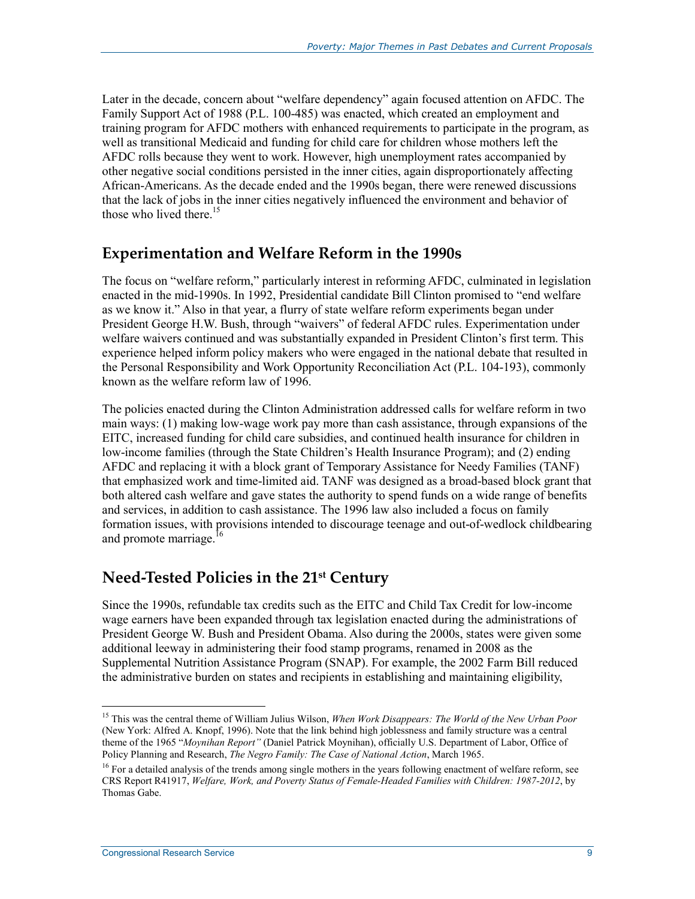Later in the decade, concern about "welfare dependency" again focused attention on AFDC. The Family Support Act of 1988 (P.L. 100-485) was enacted, which created an employment and training program for AFDC mothers with enhanced requirements to participate in the program, as well as transitional Medicaid and funding for child care for children whose mothers left the AFDC rolls because they went to work. However, high unemployment rates accompanied by other negative social conditions persisted in the inner cities, again disproportionately affecting African-Americans. As the decade ended and the 1990s began, there were renewed discussions that the lack of jobs in the inner cities negatively influenced the environment and behavior of those who lived there.[15]

## Experimentation and Welfare Reform in the 1990s

The focus on "welfare reform," particularly interest in reforming AFDC, culminated in legislation enacted in the mid-1990s. In 1992, Presidential candidate Bill Clinton promised to "end welfare as we know it." Also in that year, a flurry of state welfare reform experiments began under President George H.W. Bush, through "waivers" of federal AFDC rules. Experimentation under welfare waivers continued and was substantially expanded in President Clinton's first term. This experience helped inform policy makers who were engaged in the national debate that resulted in the Personal Responsibility and Work Opportunity Reconciliation Act (P.L. 104-193), commonly known as the welfare reform law of 1996.

The policies enacted during the Clinton Administration addressed calls for welfare reform in two main ways: (1) making low-wage work pay more than cash assistance, through expansions of the EITC, increased funding for child care subsidies, and continued health insurance for children in low-income families (through the State Children's Health Insurance Program); and (2) ending AFDC and replacing it with a block grant of Temporary Assistance for Needy Families (TANF) that emphasized work and time-limited aid. TANF was designed as a broad-based block grant that both altered cash welfare and gave states the authority to spend funds on a wide range of benefits and services, in addition to cash assistance. The 1996 law also included a focus on family formation issues, with provisions intended to discourage teenage and out-of-wedlock childbearing and promote marriage.[16]

## Need-Tested Policies in the 21st Century

Since the 1990s, refundable tax credits such as the EITC and Child Tax Credit for low-income wage earners have been expanded through tax legislation enacted during the administrations of President George W. Bush and President Obama. Also during the 2000s, states were given some additional leeway in administering their food stamp programs, renamed in 2008 as the Supplemental Nutrition Assistance Program (SNAP). For example, the 2002 Farm Bill reduced the administrative burden on states and recipients in establishing and maintaining eligibility,

---

[15] This was the central theme of William Julius Wilson, *When Work Disappears: The World of the New Urban Poor* (New York: Alfred A. Knopf, 1996). Note that the link behind high joblessness and family structure was a central theme of the 1965 "*Moynihan Report"* (Daniel Patrick Moynihan), officially U.S. Department of Labor, Office of Policy Planning and Research, *The Negro Family: The Case of National Action*, March 1965.

[16] For a detailed analysis of the trends among single mothers in the years following enactment of welfare reform, see CRS Report R41917, *Welfare, Work, and Poverty Status of Female-Headed Families with Children: 1987-2012*, by Thomas Gabe.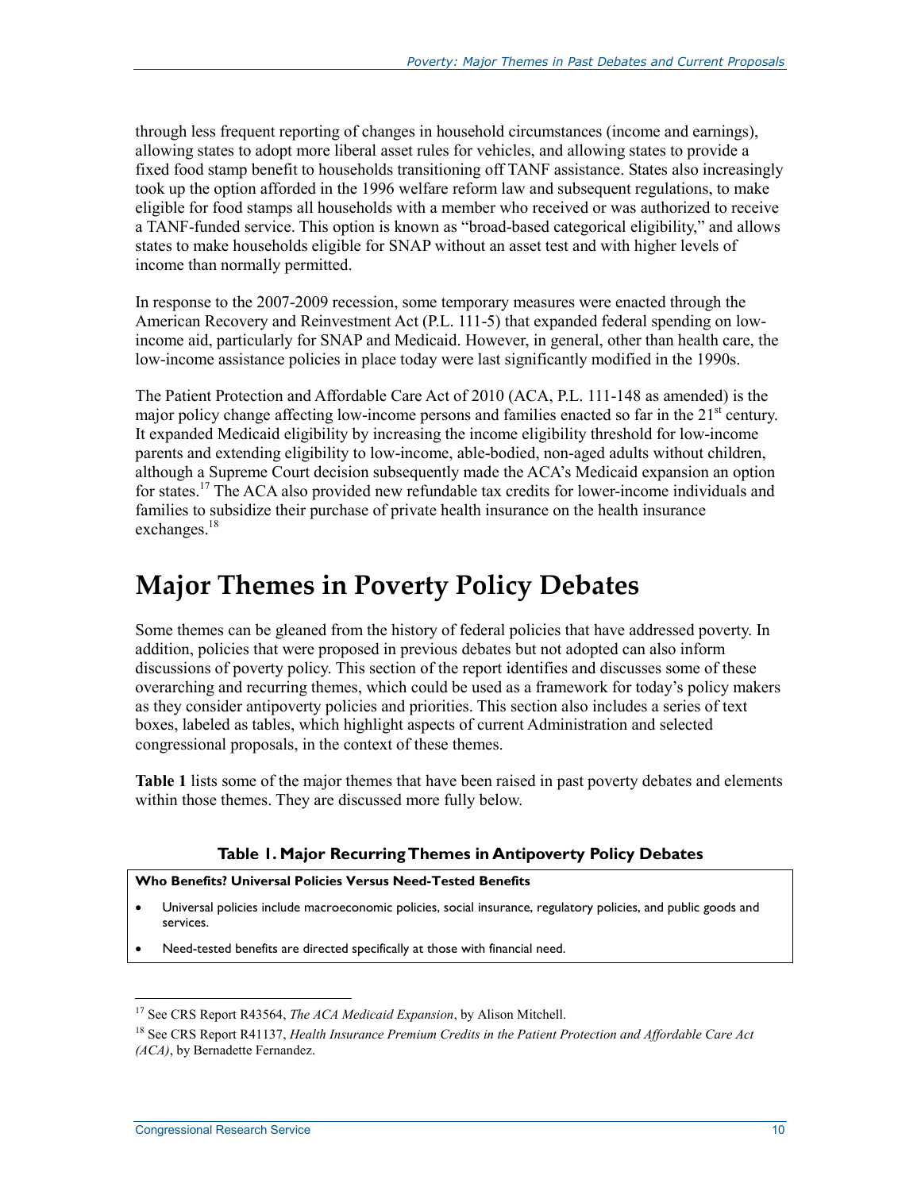through less frequent reporting of changes in household circumstances (income and earnings), allowing states to adopt more liberal asset rules for vehicles, and allowing states to provide a fixed food stamp benefit to households transitioning off TANF assistance. States also increasingly took up the option afforded in the 1996 welfare reform law and subsequent regulations, to make eligible for food stamps all households with a member who received or was authorized to receive a TANF-funded service. This option is known as "broad-based categorical eligibility," and allows states to make households eligible for SNAP without an asset test and with higher levels of income than normally permitted.

In response to the 2007-2009 recession, some temporary measures were enacted through the American Recovery and Reinvestment Act (P.L. 111-5) that expanded federal spending on low-income aid, particularly for SNAP and Medicaid. However, in general, other than health care, the low-income assistance policies in place today were last significantly modified in the 1990s.

The Patient Protection and Affordable Care Act of 2010 (ACA, P.L. 111-148 as amended) is the major policy change affecting low-income persons and families enacted so far in the 21st century. It expanded Medicaid eligibility by increasing the income eligibility threshold for low-income parents and extending eligibility to low-income, able-bodied, non-aged adults without children, although a Supreme Court decision subsequently made the ACA's Medicaid expansion an option for states.[17] The ACA also provided new refundable tax credits for lower-income individuals and families to subsidize their purchase of private health insurance on the health insurance exchanges.[18]

# Major Themes in Poverty Policy Debates

Some themes can be gleaned from the history of federal policies that have addressed poverty. In addition, policies that were proposed in previous debates but not adopted can also inform discussions of poverty policy. This section of the report identifies and discusses some of these overarching and recurring themes, which could be used as a framework for today's policy makers as they consider antipoverty policies and priorities. This section also includes a series of text boxes, labeled as tables, which highlight aspects of current Administration and selected congressional proposals, in the context of these themes.

**Table 1** lists some of the major themes that have been raised in past poverty debates and elements within those themes. They are discussed more fully below.

**Table 1. Major Recurring Themes in Antipoverty Policy Debates**

**Who Benefits? Universal Policies Versus Need-Tested Benefits**

- Universal policies include macroeconomic policies, social insurance, regulatory policies, and public goods and services.
- Need-tested benefits are directed specifically at those with financial need.

[17] See CRS Report R43564, *The ACA Medicaid Expansion*, by Alison Mitchell.

[18] See CRS Report R41137, *Health Insurance Premium Credits in the Patient Protection and Affordable Care Act (ACA)*, by Bernadette Fernandez.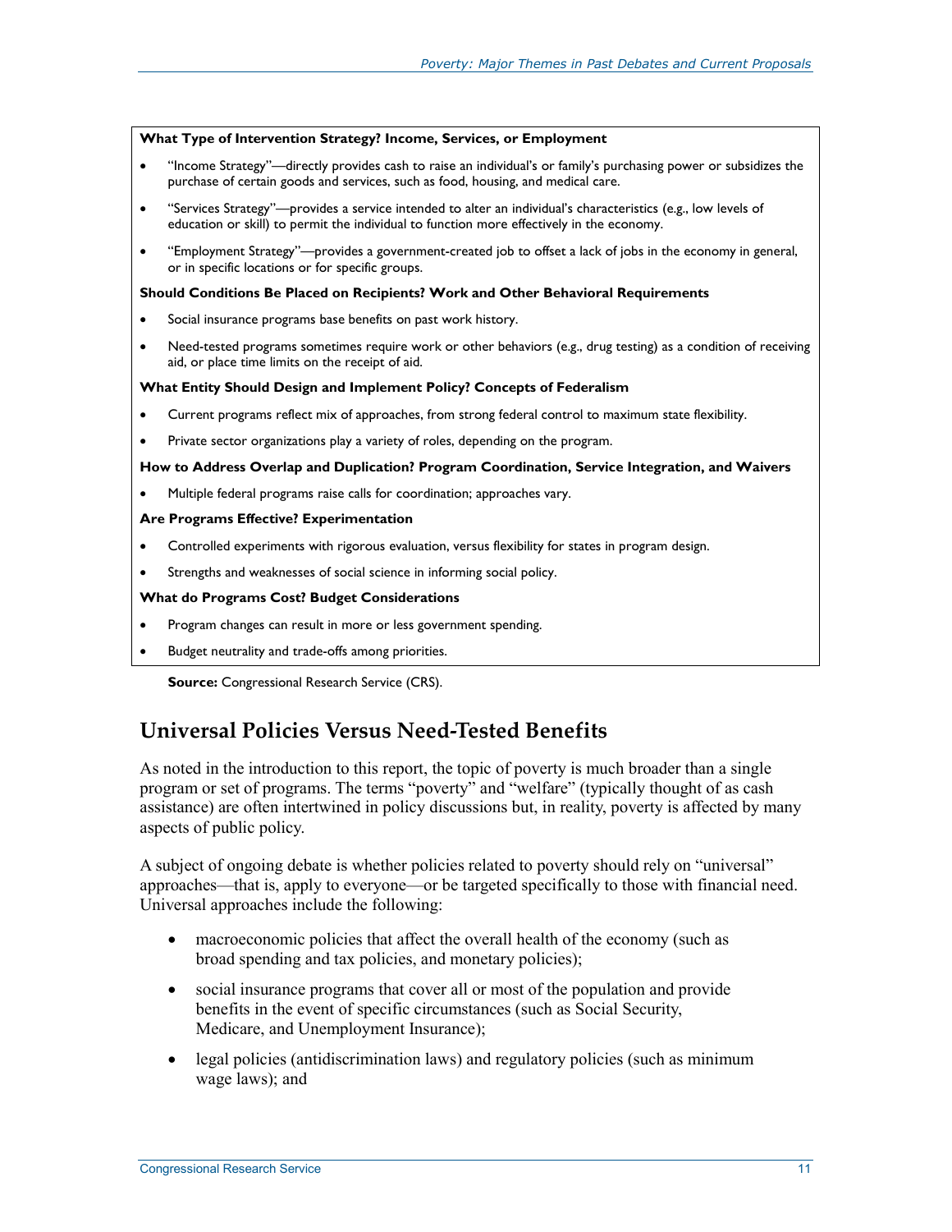**What Type of Intervention Strategy? Income, Services, or Employment**

- "Income Strategy"—directly provides cash to raise an individual's or family's purchasing power or subsidizes the purchase of certain goods and services, such as food, housing, and medical care.
- "Services Strategy"—provides a service intended to alter an individual's characteristics (e.g., low levels of education or skill) to permit the individual to function more effectively in the economy.
- "Employment Strategy"—provides a government-created job to offset a lack of jobs in the economy in general, or in specific locations or for specific groups.

**Should Conditions Be Placed on Recipients? Work and Other Behavioral Requirements**

- Social insurance programs base benefits on past work history.
- Need-tested programs sometimes require work or other behaviors (e.g., drug testing) as a condition of receiving aid, or place time limits on the receipt of aid.

**What Entity Should Design and Implement Policy? Concepts of Federalism**

- Current programs reflect mix of approaches, from strong federal control to maximum state flexibility.
- Private sector organizations play a variety of roles, depending on the program.

**How to Address Overlap and Duplication? Program Coordination, Service Integration, and Waivers**

- Multiple federal programs raise calls for coordination; approaches vary.

**Are Programs Effective? Experimentation**

- Controlled experiments with rigorous evaluation, versus flexibility for states in program design.
- Strengths and weaknesses of social science in informing social policy.

**What do Programs Cost? Budget Considerations**

- Program changes can result in more or less government spending.
- Budget neutrality and trade-offs among priorities.

**Source:** Congressional Research Service (CRS).

## Universal Policies Versus Need-Tested Benefits

As noted in the introduction to this report, the topic of poverty is much broader than a single program or set of programs. The terms "poverty" and "welfare" (typically thought of as cash assistance) are often intertwined in policy discussions but, in reality, poverty is affected by many aspects of public policy.

A subject of ongoing debate is whether policies related to poverty should rely on "universal" approaches—that is, apply to everyone—or be targeted specifically to those with financial need. Universal approaches include the following:

- macroeconomic policies that affect the overall health of the economy (such as broad spending and tax policies, and monetary policies);
- social insurance programs that cover all or most of the population and provide benefits in the event of specific circumstances (such as Social Security, Medicare, and Unemployment Insurance);
- legal policies (antidiscrimination laws) and regulatory policies (such as minimum wage laws); and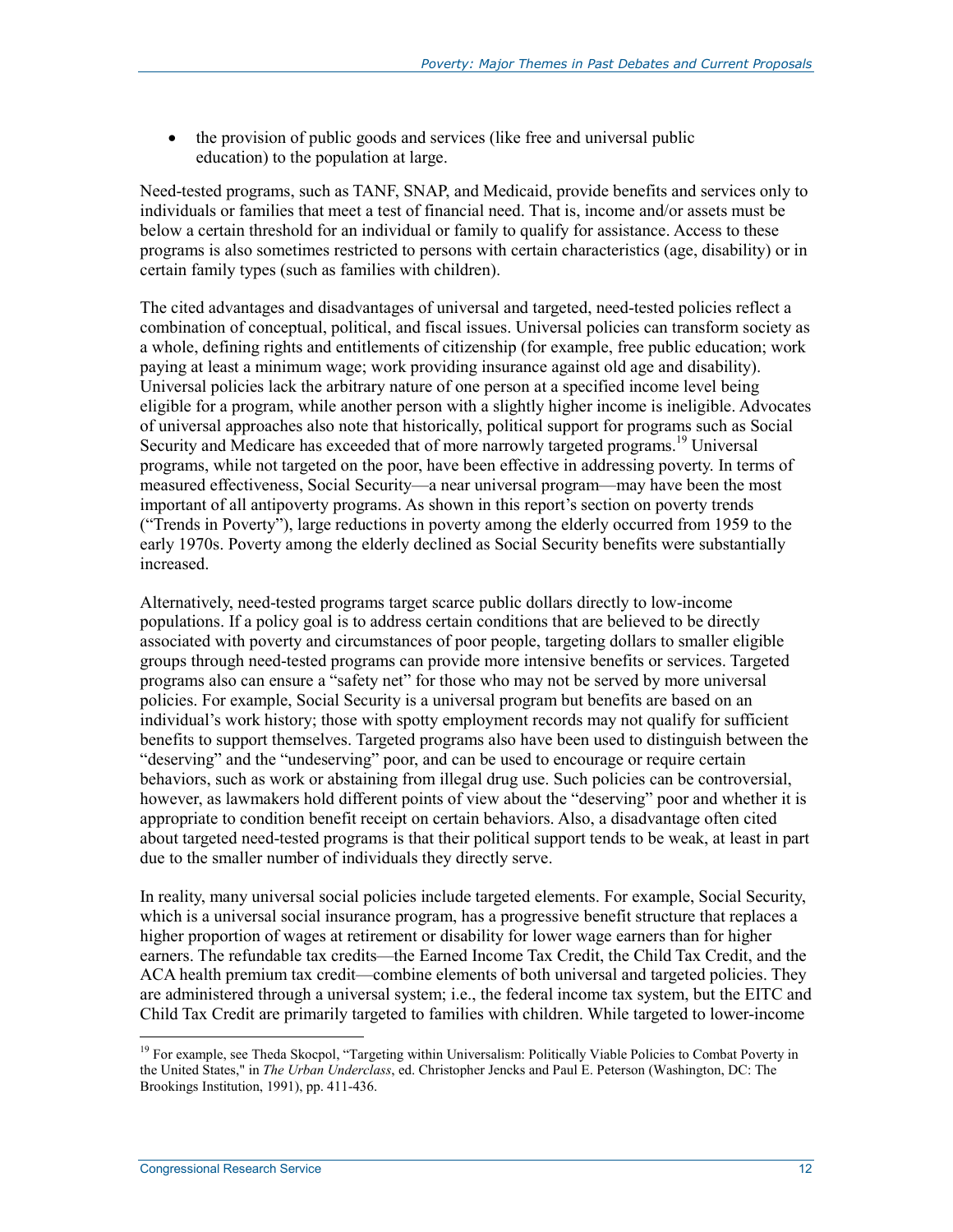- the provision of public goods and services (like free and universal public education) to the population at large.

Need-tested programs, such as TANF, SNAP, and Medicaid, provide benefits and services only to individuals or families that meet a test of financial need. That is, income and/or assets must be below a certain threshold for an individual or family to qualify for assistance. Access to these programs is also sometimes restricted to persons with certain characteristics (age, disability) or in certain family types (such as families with children).

The cited advantages and disadvantages of universal and targeted, need-tested policies reflect a combination of conceptual, political, and fiscal issues. Universal policies can transform society as a whole, defining rights and entitlements of citizenship (for example, free public education; work paying at least a minimum wage; work providing insurance against old age and disability). Universal policies lack the arbitrary nature of one person at a specified income level being eligible for a program, while another person with a slightly higher income is ineligible. Advocates of universal approaches also note that historically, political support for programs such as Social Security and Medicare has exceeded that of more narrowly targeted programs.[19] Universal programs, while not targeted on the poor, have been effective in addressing poverty. In terms of measured effectiveness, Social Security—a near universal program—may have been the most important of all antipoverty programs. As shown in this report's section on poverty trends ("Trends in Poverty"), large reductions in poverty among the elderly occurred from 1959 to the early 1970s. Poverty among the elderly declined as Social Security benefits were substantially increased.

Alternatively, need-tested programs target scarce public dollars directly to low-income populations. If a policy goal is to address certain conditions that are believed to be directly associated with poverty and circumstances of poor people, targeting dollars to smaller eligible groups through need-tested programs can provide more intensive benefits or services. Targeted programs also can ensure a "safety net" for those who may not be served by more universal policies. For example, Social Security is a universal program but benefits are based on an individual's work history; those with spotty employment records may not qualify for sufficient benefits to support themselves. Targeted programs also have been used to distinguish between the "deserving" and the "undeserving" poor, and can be used to encourage or require certain behaviors, such as work or abstaining from illegal drug use. Such policies can be controversial, however, as lawmakers hold different points of view about the "deserving" poor and whether it is appropriate to condition benefit receipt on certain behaviors. Also, a disadvantage often cited about targeted need-tested programs is that their political support tends to be weak, at least in part due to the smaller number of individuals they directly serve.

In reality, many universal social policies include targeted elements. For example, Social Security, which is a universal social insurance program, has a progressive benefit structure that replaces a higher proportion of wages at retirement or disability for lower wage earners than for higher earners. The refundable tax credits—the Earned Income Tax Credit, the Child Tax Credit, and the ACA health premium tax credit—combine elements of both universal and targeted policies. They are administered through a universal system; i.e., the federal income tax system, but the EITC and Child Tax Credit are primarily targeted to families with children. While targeted to lower-income

[19] For example, see Theda Skocpol, "Targeting within Universalism: Politically Viable Policies to Combat Poverty in the United States," in *The Urban Underclass*, ed. Christopher Jencks and Paul E. Peterson (Washington, DC: The Brookings Institution, 1991), pp. 411-436.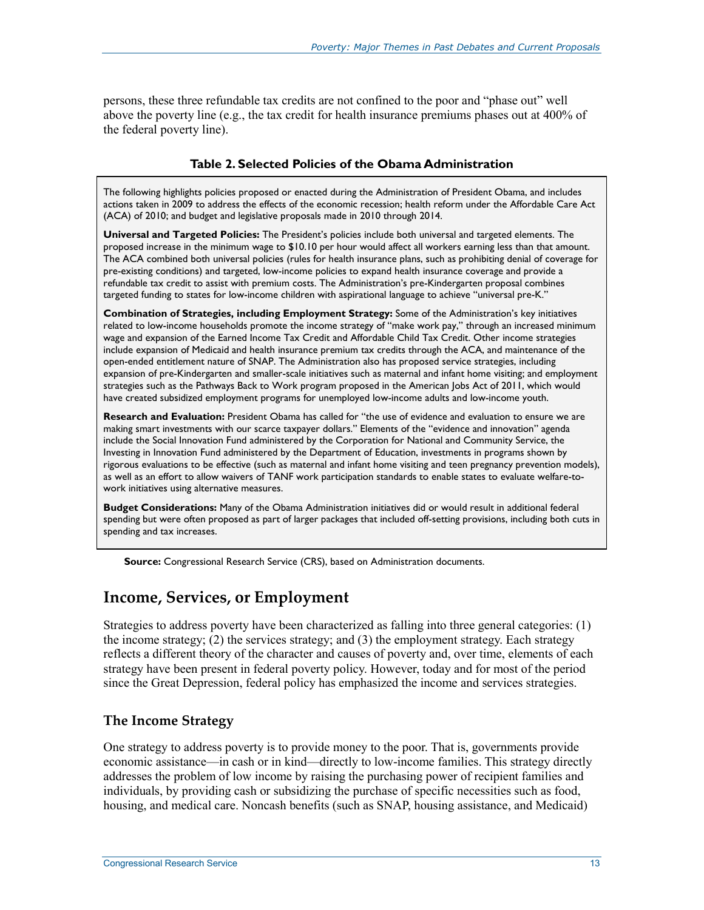persons, these three refundable tax credits are not confined to the poor and "phase out" well above the poverty line (e.g., the tax credit for health insurance premiums phases out at 400% of the federal poverty line).

**Table 2. Selected Policies of the Obama Administration**

The following highlights policies proposed or enacted during the Administration of President Obama, and includes actions taken in 2009 to address the effects of the economic recession; health reform under the Affordable Care Act (ACA) of 2010; and budget and legislative proposals made in 2010 through 2014.

**Universal and Targeted Policies:** The President's policies include both universal and targeted elements. The proposed increase in the minimum wage to $10.10 per hour would affect all workers earning less than that amount. The ACA combined both universal policies (rules for health insurance plans, such as prohibiting denial of coverage for pre-existing conditions) and targeted, low-income policies to expand health insurance coverage and provide a refundable tax credit to assist with premium costs. The Administration's pre-Kindergarten proposal combines targeted funding to states for low-income children with aspirational language to achieve "universal pre-K."

**Combination of Strategies, including Employment Strategy:** Some of the Administration's key initiatives related to low-income households promote the income strategy of "make work pay," through an increased minimum wage and expansion of the Earned Income Tax Credit and Affordable Child Tax Credit. Other income strategies include expansion of Medicaid and health insurance premium tax credits through the ACA, and maintenance of the open-ended entitlement nature of SNAP. The Administration also has proposed service strategies, including expansion of pre-Kindergarten and smaller-scale initiatives such as maternal and infant home visiting; and employment strategies such as the Pathways Back to Work program proposed in the American Jobs Act of 2011, which would have created subsidized employment programs for unemployed low-income adults and low-income youth.

**Research and Evaluation:** President Obama has called for "the use of evidence and evaluation to ensure we are making smart investments with our scarce taxpayer dollars." Elements of the "evidence and innovation" agenda include the Social Innovation Fund administered by the Corporation for National and Community Service, the Investing in Innovation Fund administered by the Department of Education, investments in programs shown by rigorous evaluations to be effective (such as maternal and infant home visiting and teen pregnancy prevention models), as well as an effort to allow waivers of TANF work participation standards to enable states to evaluate welfare-to-work initiatives using alternative measures.

**Budget Considerations:** Many of the Obama Administration initiatives did or would result in additional federal spending but were often proposed as part of larger packages that included off-setting provisions, including both cuts in spending and tax increases.

**Source:** Congressional Research Service (CRS), based on Administration documents.

## Income, Services, or Employment

Strategies to address poverty have been characterized as falling into three general categories: (1) the income strategy; (2) the services strategy; and (3) the employment strategy. Each strategy reflects a different theory of the character and causes of poverty and, over time, elements of each strategy have been present in federal poverty policy. However, today and for most of the period since the Great Depression, federal policy has emphasized the income and services strategies.

### The Income Strategy

One strategy to address poverty is to provide money to the poor. That is, governments provide economic assistance—in cash or in kind—directly to low-income families. This strategy directly addresses the problem of low income by raising the purchasing power of recipient families and individuals, by providing cash or subsidizing the purchase of specific necessities such as food, housing, and medical care. Noncash benefits (such as SNAP, housing assistance, and Medicaid)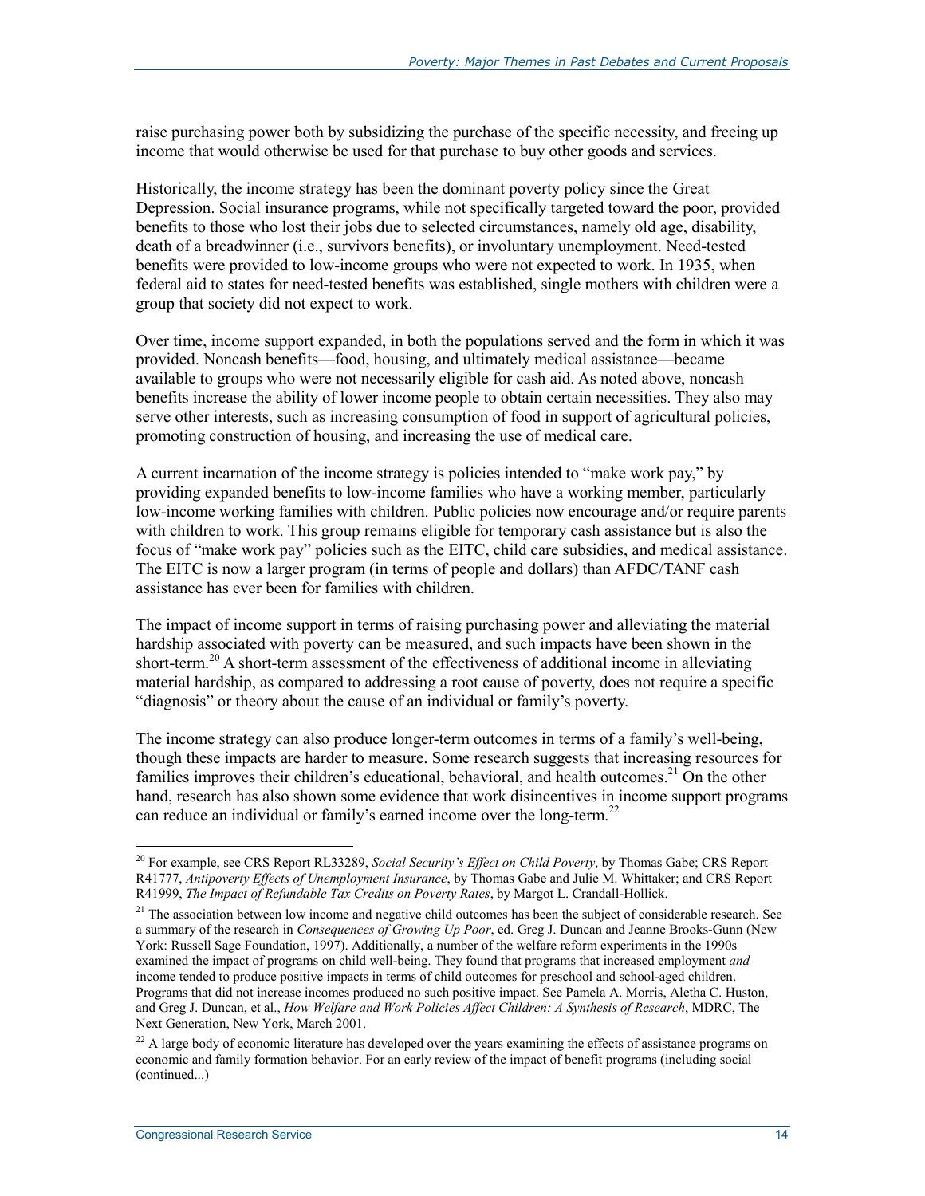raise purchasing power both by subsidizing the purchase of the specific necessity, and freeing up income that would otherwise be used for that purchase to buy other goods and services.

Historically, the income strategy has been the dominant poverty policy since the Great Depression. Social insurance programs, while not specifically targeted toward the poor, provided benefits to those who lost their jobs due to selected circumstances, namely old age, disability, death of a breadwinner (i.e., survivors benefits), or involuntary unemployment. Need-tested benefits were provided to low-income groups who were not expected to work. In 1935, when federal aid to states for need-tested benefits was established, single mothers with children were a group that society did not expect to work.

Over time, income support expanded, in both the populations served and the form in which it was provided. Noncash benefits—food, housing, and ultimately medical assistance—became available to groups who were not necessarily eligible for cash aid. As noted above, noncash benefits increase the ability of lower income people to obtain certain necessities. They also may serve other interests, such as increasing consumption of food in support of agricultural policies, promoting construction of housing, and increasing the use of medical care.

A current incarnation of the income strategy is policies intended to "make work pay," by providing expanded benefits to low-income families who have a working member, particularly low-income working families with children. Public policies now encourage and/or require parents with children to work. This group remains eligible for temporary cash assistance but is also the focus of "make work pay" policies such as the EITC, child care subsidies, and medical assistance. The EITC is now a larger program (in terms of people and dollars) than AFDC/TANF cash assistance has ever been for families with children.

The impact of income support in terms of raising purchasing power and alleviating the material hardship associated with poverty can be measured, and such impacts have been shown in the short-term.[20] A short-term assessment of the effectiveness of additional income in alleviating material hardship, as compared to addressing a root cause of poverty, does not require a specific "diagnosis" or theory about the cause of an individual or family's poverty.

The income strategy can also produce longer-term outcomes in terms of a family's well-being, though these impacts are harder to measure. Some research suggests that increasing resources for families improves their children's educational, behavioral, and health outcomes.[21] On the other hand, research has also shown some evidence that work disincentives in income support programs can reduce an individual or family's earned income over the long-term.[22]

---

[20] For example, see CRS Report RL33289, *Social Security's Effect on Child Poverty*, by Thomas Gabe; CRS Report R41777, *Antipoverty Effects of Unemployment Insurance*, by Thomas Gabe and Julie M. Whittaker; and CRS Report R41999, *The Impact of Refundable Tax Credits on Poverty Rates*, by Margot L. Crandall-Hollick.

[21] The association between low income and negative child outcomes has been the subject of considerable research. See a summary of the research in *Consequences of Growing Up Poor*, ed. Greg J. Duncan and Jeanne Brooks-Gunn (New York: Russell Sage Foundation, 1997). Additionally, a number of the welfare reform experiments in the 1990s examined the impact of programs on child well-being. They found that programs that increased employment *and* income tended to produce positive impacts in terms of child outcomes for preschool and school-aged children. Programs that did not increase incomes produced no such positive impact. See Pamela A. Morris, Aletha C. Huston, and Greg J. Duncan, et al., *How Welfare and Work Policies Affect Children: A Synthesis of Research*, MDRC, The Next Generation, New York, March 2001.

[22] A large body of economic literature has developed over the years examining the effects of assistance programs on economic and family formation behavior. For an early review of the impact of benefit programs (including social (continued...)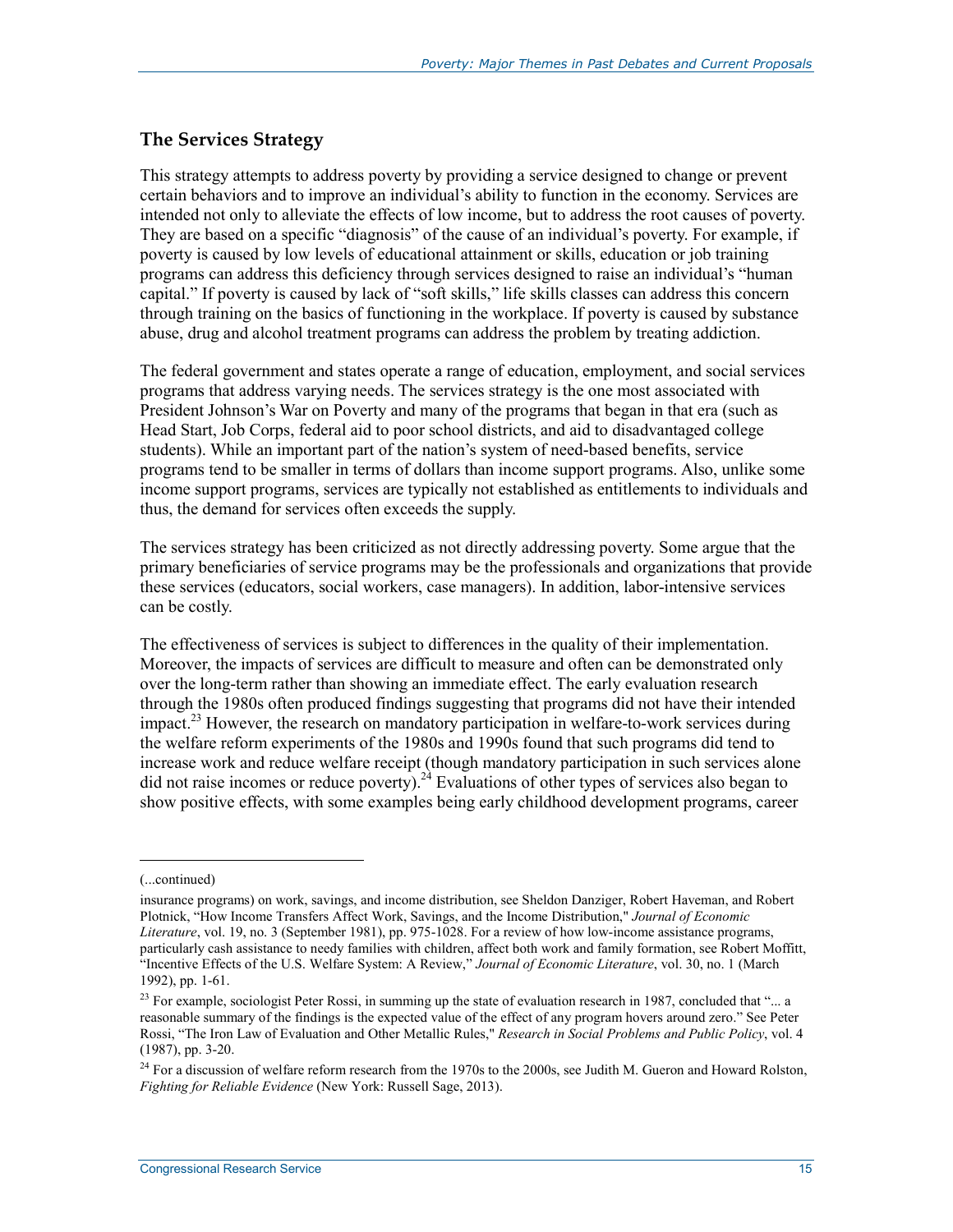### The Services Strategy

This strategy attempts to address poverty by providing a service designed to change or prevent certain behaviors and to improve an individual's ability to function in the economy. Services are intended not only to alleviate the effects of low income, but to address the root causes of poverty. They are based on a specific "diagnosis" of the cause of an individual's poverty. For example, if poverty is caused by low levels of educational attainment or skills, education or job training programs can address this deficiency through services designed to raise an individual's "human capital." If poverty is caused by lack of "soft skills," life skills classes can address this concern through training on the basics of functioning in the workplace. If poverty is caused by substance abuse, drug and alcohol treatment programs can address the problem by treating addiction.

The federal government and states operate a range of education, employment, and social services programs that address varying needs. The services strategy is the one most associated with President Johnson's War on Poverty and many of the programs that began in that era (such as Head Start, Job Corps, federal aid to poor school districts, and aid to disadvantaged college students). While an important part of the nation's system of need-based benefits, service programs tend to be smaller in terms of dollars than income support programs. Also, unlike some income support programs, services are typically not established as entitlements to individuals and thus, the demand for services often exceeds the supply.

The services strategy has been criticized as not directly addressing poverty. Some argue that the primary beneficiaries of service programs may be the professionals and organizations that provide these services (educators, social workers, case managers). In addition, labor-intensive services can be costly.

The effectiveness of services is subject to differences in the quality of their implementation. Moreover, the impacts of services are difficult to measure and often can be demonstrated only over the long-term rather than showing an immediate effect. The early evaluation research through the 1980s often produced findings suggesting that programs did not have their intended impact.[23] However, the research on mandatory participation in welfare-to-work services during the welfare reform experiments of the 1980s and 1990s found that such programs did tend to increase work and reduce welfare receipt (though mandatory participation in such services alone did not raise incomes or reduce poverty).[24] Evaluations of other types of services also began to show positive effects, with some examples being early childhood development programs, career

---

(...continued)

insurance programs) on work, savings, and income distribution, see Sheldon Danziger, Robert Haveman, and Robert Plotnick, "How Income Transfers Affect Work, Savings, and the Income Distribution," *Journal of Economic Literature*, vol. 19, no. 3 (September 1981), pp. 975-1028. For a review of how low-income assistance programs, particularly cash assistance to needy families with children, affect both work and family formation, see Robert Moffitt, "Incentive Effects of the U.S. Welfare System: A Review," *Journal of Economic Literature*, vol. 30, no. 1 (March 1992), pp. 1-61.

[23] For example, sociologist Peter Rossi, in summing up the state of evaluation research in 1987, concluded that "... a reasonable summary of the findings is the expected value of the effect of any program hovers around zero." See Peter Rossi, "The Iron Law of Evaluation and Other Metallic Rules," *Research in Social Problems and Public Policy*, vol. 4 (1987), pp. 3-20.

[24] For a discussion of welfare reform research from the 1970s to the 2000s, see Judith M. Gueron and Howard Rolston, *Fighting for Reliable Evidence* (New York: Russell Sage, 2013).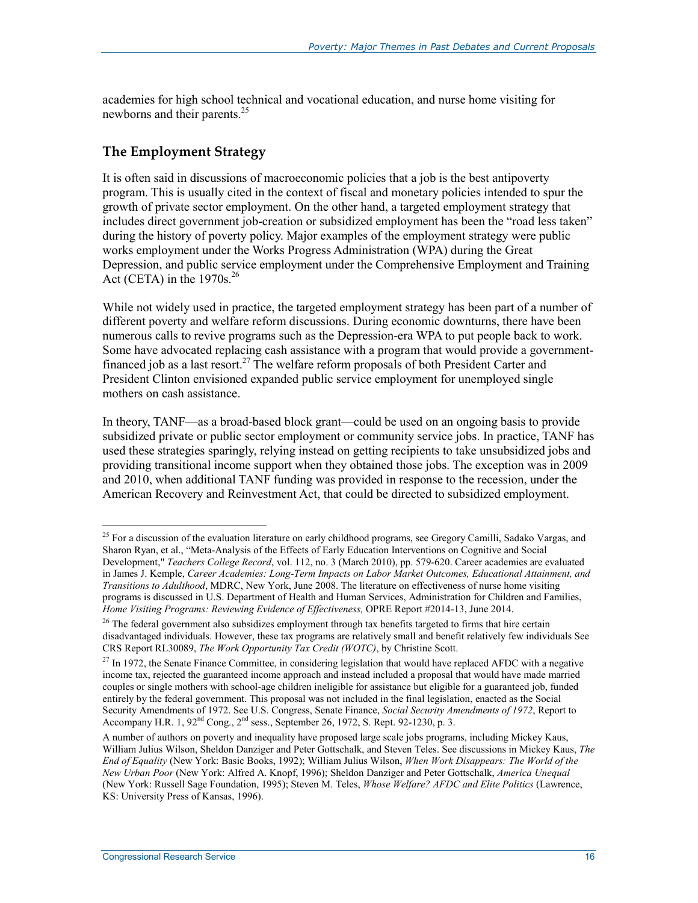academies for high school technical and vocational education, and nurse home visiting for newborns and their parents.[25]

## The Employment Strategy

It is often said in discussions of macroeconomic policies that a job is the best antipoverty program. This is usually cited in the context of fiscal and monetary policies intended to spur the growth of private sector employment. On the other hand, a targeted employment strategy that includes direct government job-creation or subsidized employment has been the "road less taken" during the history of poverty policy. Major examples of the employment strategy were public works employment under the Works Progress Administration (WPA) during the Great Depression, and public service employment under the Comprehensive Employment and Training Act (CETA) in the 1970s.[26]

While not widely used in practice, the targeted employment strategy has been part of a number of different poverty and welfare reform discussions. During economic downturns, there have been numerous calls to revive programs such as the Depression-era WPA to put people back to work. Some have advocated replacing cash assistance with a program that would provide a government-financed job as a last resort.[27] The welfare reform proposals of both President Carter and President Clinton envisioned expanded public service employment for unemployed single mothers on cash assistance.

In theory, TANF—as a broad-based block grant—could be used on an ongoing basis to provide subsidized private or public sector employment or community service jobs. In practice, TANF has used these strategies sparingly, relying instead on getting recipients to take unsubsidized jobs and providing transitional income support when they obtained those jobs. The exception was in 2009 and 2010, when additional TANF funding was provided in response to the recession, under the American Recovery and Reinvestment Act, that could be directed to subsidized employment.

---

[25] For a discussion of the evaluation literature on early childhood programs, see Gregory Camilli, Sadako Vargas, and Sharon Ryan, et al., "Meta-Analysis of the Effects of Early Education Interventions on Cognitive and Social Development," *Teachers College Record*, vol. 112, no. 3 (March 2010), pp. 579-620. Career academies are evaluated in James J. Kemple, *Career Academies: Long-Term Impacts on Labor Market Outcomes, Educational Attainment, and Transitions to Adulthood*, MDRC, New York, June 2008. The literature on effectiveness of nurse home visiting programs is discussed in U.S. Department of Health and Human Services, Administration for Children and Families, *Home Visiting Programs: Reviewing Evidence of Effectiveness,* OPRE Report #2014-13, June 2014.

[26] The federal government also subsidizes employment through tax benefits targeted to firms that hire certain disadvantaged individuals. However, these tax programs are relatively small and benefit relatively few individuals See CRS Report RL30089, *The Work Opportunity Tax Credit (WOTC)*, by Christine Scott.

[27] In 1972, the Senate Finance Committee, in considering legislation that would have replaced AFDC with a negative income tax, rejected the guaranteed income approach and instead included a proposal that would have made married couples or single mothers with school-age children ineligible for assistance but eligible for a guaranteed job, funded entirely by the federal government. This proposal was not included in the final legislation, enacted as the Social Security Amendments of 1972. See U.S. Congress, Senate Finance, *Social Security Amendments of 1972*, Report to Accompany H.R. 1, 92nd Cong., 2nd sess., September 26, 1972, S. Rept. 92-1230, p. 3.

A number of authors on poverty and inequality have proposed large scale jobs programs, including Mickey Kaus, William Julius Wilson, Sheldon Danziger and Peter Gottschalk, and Steven Teles. See discussions in Mickey Kaus, *The End of Equality* (New York: Basic Books, 1992); William Julius Wilson, *When Work Disappears: The World of the New Urban Poor* (New York: Alfred A. Knopf, 1996); Sheldon Danziger and Peter Gottschalk, *America Unequal* (New York: Russell Sage Foundation, 1995); Steven M. Teles, *Whose Welfare? AFDC and Elite Politics* (Lawrence, KS: University Press of Kansas, 1996).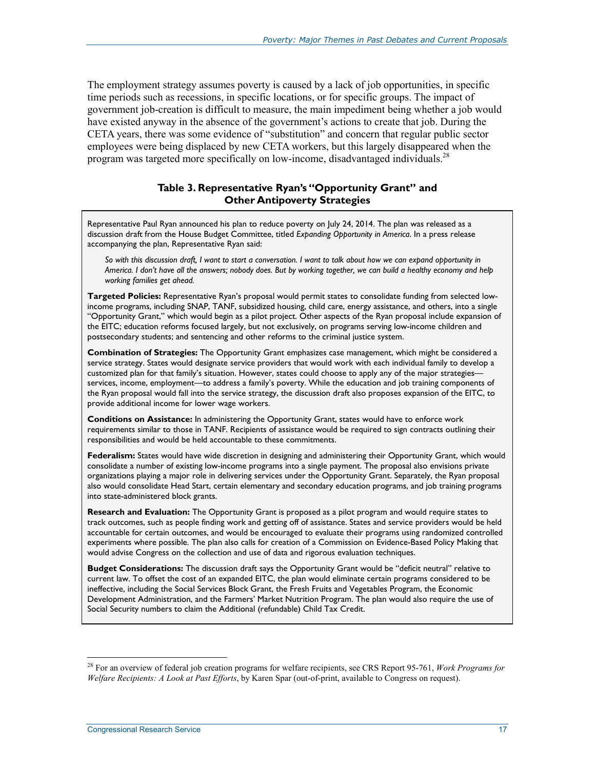The employment strategy assumes poverty is caused by a lack of job opportunities, in specific time periods such as recessions, in specific locations, or for specific groups. The impact of government job-creation is difficult to measure, the main impediment being whether a job would have existed anyway in the absence of the government's actions to create that job. During the CETA years, there was some evidence of "substitution" and concern that regular public sector employees were being displaced by new CETA workers, but this largely disappeared when the program was targeted more specifically on low-income, disadvantaged individuals.[28]

**Table 3. Representative Ryan's "Opportunity Grant" and Other Antipoverty Strategies**

Representative Paul Ryan announced his plan to reduce poverty on July 24, 2014. The plan was released as a discussion draft from the House Budget Committee, titled *Expanding Opportunity in America*. In a press release accompanying the plan, Representative Ryan said:

> *So with this discussion draft, I want to start a conversation. I want to talk about how we can expand opportunity in America. I don't have all the answers; nobody does. But by working together, we can build a healthy economy and help working families get ahead.*

**Targeted Policies:** Representative Ryan's proposal would permit states to consolidate funding from selected low-income programs, including SNAP, TANF, subsidized housing, child care, energy assistance, and others, into a single "Opportunity Grant," which would begin as a pilot project. Other aspects of the Ryan proposal include expansion of the EITC; education reforms focused largely, but not exclusively, on programs serving low-income children and postsecondary students; and sentencing and other reforms to the criminal justice system.

**Combination of Strategies:** The Opportunity Grant emphasizes case management, which might be considered a service strategy. States would designate service providers that would work with each individual family to develop a customized plan for that family's situation. However, states could choose to apply any of the major strategies—services, income, employment—to address a family's poverty. While the education and job training components of the Ryan proposal would fall into the service strategy, the discussion draft also proposes expansion of the EITC, to provide additional income for lower wage workers.

**Conditions on Assistance:** In administering the Opportunity Grant, states would have to enforce work requirements similar to those in TANF. Recipients of assistance would be required to sign contracts outlining their responsibilities and would be held accountable to these commitments.

**Federalism:** States would have wide discretion in designing and administering their Opportunity Grant, which would consolidate a number of existing low-income programs into a single payment. The proposal also envisions private organizations playing a major role in delivering services under the Opportunity Grant. Separately, the Ryan proposal also would consolidate Head Start, certain elementary and secondary education programs, and job training programs into state-administered block grants.

**Research and Evaluation:** The Opportunity Grant is proposed as a pilot program and would require states to track outcomes, such as people finding work and getting off of assistance. States and service providers would be held accountable for certain outcomes, and would be encouraged to evaluate their programs using randomized controlled experiments where possible. The plan also calls for creation of a Commission on Evidence-Based Policy Making that would advise Congress on the collection and use of data and rigorous evaluation techniques.

**Budget Considerations:** The discussion draft says the Opportunity Grant would be "deficit neutral" relative to current law. To offset the cost of an expanded EITC, the plan would eliminate certain programs considered to be ineffective, including the Social Services Block Grant, the Fresh Fruits and Vegetables Program, the Economic Development Administration, and the Farmers' Market Nutrition Program. The plan would also require the use of Social Security numbers to claim the Additional (refundable) Child Tax Credit.

---

[28] For an overview of federal job creation programs for welfare recipients, see CRS Report 95-761, *Work Programs for Welfare Recipients: A Look at Past Efforts*, by Karen Spar (out-of-print, available to Congress on request).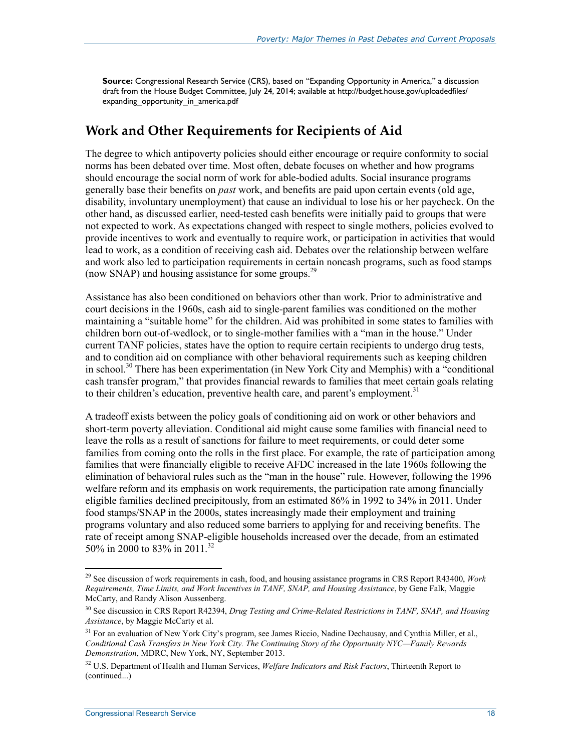**Source:** Congressional Research Service (CRS), based on "Expanding Opportunity in America," a discussion draft from the House Budget Committee, July 24, 2014; available at http://budget.house.gov/uploadedfiles/expanding_opportunity_in_america.pdf

## Work and Other Requirements for Recipients of Aid

The degree to which antipoverty policies should either encourage or require conformity to social norms has been debated over time. Most often, debate focuses on whether and how programs should encourage the social norm of work for able-bodied adults. Social insurance programs generally base their benefits on *past* work, and benefits are paid upon certain events (old age, disability, involuntary unemployment) that cause an individual to lose his or her paycheck. On the other hand, as discussed earlier, need-tested cash benefits were initially paid to groups that were not expected to work. As expectations changed with respect to single mothers, policies evolved to provide incentives to work and eventually to require work, or participation in activities that would lead to work, as a condition of receiving cash aid. Debates over the relationship between welfare and work also led to participation requirements in certain noncash programs, such as food stamps (now SNAP) and housing assistance for some groups.[29]

Assistance has also been conditioned on behaviors other than work. Prior to administrative and court decisions in the 1960s, cash aid to single-parent families was conditioned on the mother maintaining a "suitable home" for the children. Aid was prohibited in some states to families with children born out-of-wedlock, or to single-mother families with a "man in the house." Under current TANF policies, states have the option to require certain recipients to undergo drug tests, and to condition aid on compliance with other behavioral requirements such as keeping children in school.[30] There has been experimentation (in New York City and Memphis) with a "conditional cash transfer program," that provides financial rewards to families that meet certain goals relating to their children's education, preventive health care, and parent's employment.[31]

A tradeoff exists between the policy goals of conditioning aid on work or other behaviors and short-term poverty alleviation. Conditional aid might cause some families with financial need to leave the rolls as a result of sanctions for failure to meet requirements, or could deter some families from coming onto the rolls in the first place. For example, the rate of participation among families that were financially eligible to receive AFDC increased in the late 1960s following the elimination of behavioral rules such as the "man in the house" rule. However, following the 1996 welfare reform and its emphasis on work requirements, the participation rate among financially eligible families declined precipitously, from an estimated 86% in 1992 to 34% in 2011. Under food stamps/SNAP in the 2000s, states increasingly made their employment and training programs voluntary and also reduced some barriers to applying for and receiving benefits. The rate of receipt among SNAP-eligible households increased over the decade, from an estimated 50% in 2000 to 83% in 2011.[32]

---

[29] See discussion of work requirements in cash, food, and housing assistance programs in CRS Report R43400, *Work Requirements, Time Limits, and Work Incentives in TANF, SNAP, and Housing Assistance*, by Gene Falk, Maggie McCarty, and Randy Alison Aussenberg.

[30] See discussion in CRS Report R42394, *Drug Testing and Crime-Related Restrictions in TANF, SNAP, and Housing Assistance*, by Maggie McCarty et al.

[31] For an evaluation of New York City's program, see James Riccio, Nadine Dechausay, and Cynthia Miller, et al., *Conditional Cash Transfers in New York City. The Continuing Story of the Opportunity NYC—Family Rewards Demonstration*, MDRC, New York, NY, September 2013.

[32] U.S. Department of Health and Human Services, *Welfare Indicators and Risk Factors*, Thirteenth Report to (continued...)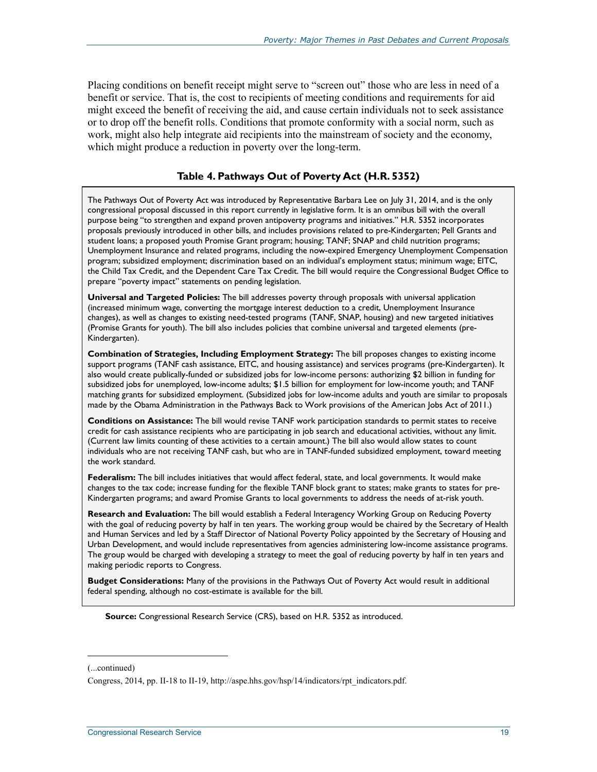Placing conditions on benefit receipt might serve to "screen out" those who are less in need of a benefit or service. That is, the cost to recipients of meeting conditions and requirements for aid might exceed the benefit of receiving the aid, and cause certain individuals not to seek assistance or to drop off the benefit rolls. Conditions that promote conformity with a social norm, such as work, might also help integrate aid recipients into the mainstream of society and the economy, which might produce a reduction in poverty over the long-term.

**Table 4. Pathways Out of Poverty Act (H.R. 5352)**

The Pathways Out of Poverty Act was introduced by Representative Barbara Lee on July 31, 2014, and is the only congressional proposal discussed in this report currently in legislative form. It is an omnibus bill with the overall purpose being "to strengthen and expand proven antipoverty programs and initiatives." H.R. 5352 incorporates proposals previously introduced in other bills, and includes provisions related to pre-Kindergarten; Pell Grants and student loans; a proposed youth Promise Grant program; housing; TANF; SNAP and child nutrition programs; Unemployment Insurance and related programs, including the now-expired Emergency Unemployment Compensation program; subsidized employment; discrimination based on an individual's employment status; minimum wage; EITC, the Child Tax Credit, and the Dependent Care Tax Credit. The bill would require the Congressional Budget Office to prepare "poverty impact" statements on pending legislation.

**Universal and Targeted Policies:** The bill addresses poverty through proposals with universal application (increased minimum wage, converting the mortgage interest deduction to a credit, Unemployment Insurance changes), as well as changes to existing need-tested programs (TANF, SNAP, housing) and new targeted initiatives (Promise Grants for youth). The bill also includes policies that combine universal and targeted elements (pre-Kindergarten).

**Combination of Strategies, Including Employment Strategy:** The bill proposes changes to existing income support programs (TANF cash assistance, EITC, and housing assistance) and services programs (pre-Kindergarten). It also would create publically-funded or subsidized jobs for low-income persons: authorizing $2 billion in funding for subsidized jobs for unemployed, low-income adults; $1.5 billion for employment for low-income youth; and TANF matching grants for subsidized employment. (Subsidized jobs for low-income adults and youth are similar to proposals made by the Obama Administration in the Pathways Back to Work provisions of the American Jobs Act of 2011.)

**Conditions on Assistance:** The bill would revise TANF work participation standards to permit states to receive credit for cash assistance recipients who are participating in job search and educational activities, without any limit. (Current law limits counting of these activities to a certain amount.) The bill also would allow states to count individuals who are not receiving TANF cash, but who are in TANF-funded subsidized employment, toward meeting the work standard.

**Federalism:** The bill includes initiatives that would affect federal, state, and local governments. It would make changes to the tax code; increase funding for the flexible TANF block grant to states; make grants to states for pre-Kindergarten programs; and award Promise Grants to local governments to address the needs of at-risk youth.

**Research and Evaluation:** The bill would establish a Federal Interagency Working Group on Reducing Poverty with the goal of reducing poverty by half in ten years. The working group would be chaired by the Secretary of Health and Human Services and led by a Staff Director of National Poverty Policy appointed by the Secretary of Housing and Urban Development, and would include representatives from agencies administering low-income assistance programs. The group would be charged with developing a strategy to meet the goal of reducing poverty by half in ten years and making periodic reports to Congress.

**Budget Considerations:** Many of the provisions in the Pathways Out of Poverty Act would result in additional federal spending, although no cost-estimate is available for the bill.

**Source:** Congressional Research Service (CRS), based on H.R. 5352 as introduced.

(...continued)

Congress, 2014, pp. II-18 to II-19, http://aspe.hhs.gov/hsp/14/indicators/rpt_indicators.pdf.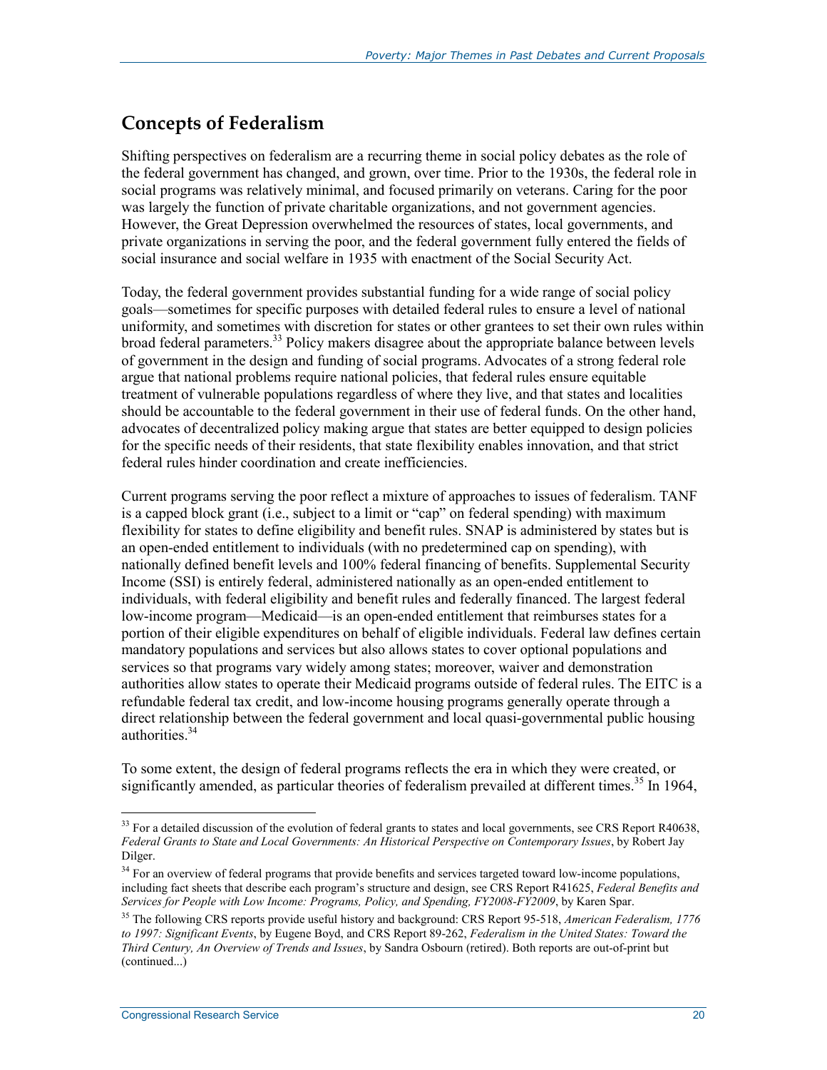## Concepts of Federalism

Shifting perspectives on federalism are a recurring theme in social policy debates as the role of the federal government has changed, and grown, over time. Prior to the 1930s, the federal role in social programs was relatively minimal, and focused primarily on veterans. Caring for the poor was largely the function of private charitable organizations, and not government agencies. However, the Great Depression overwhelmed the resources of states, local governments, and private organizations in serving the poor, and the federal government fully entered the fields of social insurance and social welfare in 1935 with enactment of the Social Security Act.

Today, the federal government provides substantial funding for a wide range of social policy goals—sometimes for specific purposes with detailed federal rules to ensure a level of national uniformity, and sometimes with discretion for states or other grantees to set their own rules within broad federal parameters.[33] Policy makers disagree about the appropriate balance between levels of government in the design and funding of social programs. Advocates of a strong federal role argue that national problems require national policies, that federal rules ensure equitable treatment of vulnerable populations regardless of where they live, and that states and localities should be accountable to the federal government in their use of federal funds. On the other hand, advocates of decentralized policy making argue that states are better equipped to design policies for the specific needs of their residents, that state flexibility enables innovation, and that strict federal rules hinder coordination and create inefficiencies.

Current programs serving the poor reflect a mixture of approaches to issues of federalism. TANF is a capped block grant (i.e., subject to a limit or "cap" on federal spending) with maximum flexibility for states to define eligibility and benefit rules. SNAP is administered by states but is an open-ended entitlement to individuals (with no predetermined cap on spending), with nationally defined benefit levels and 100% federal financing of benefits. Supplemental Security Income (SSI) is entirely federal, administered nationally as an open-ended entitlement to individuals, with federal eligibility and benefit rules and federally financed. The largest federal low-income program—Medicaid—is an open-ended entitlement that reimburses states for a portion of their eligible expenditures on behalf of eligible individuals. Federal law defines certain mandatory populations and services but also allows states to cover optional populations and services so that programs vary widely among states; moreover, waiver and demonstration authorities allow states to operate their Medicaid programs outside of federal rules. The EITC is a refundable federal tax credit, and low-income housing programs generally operate through a direct relationship between the federal government and local quasi-governmental public housing authorities.[34]

To some extent, the design of federal programs reflects the era in which they were created, or significantly amended, as particular theories of federalism prevailed at different times.[35] In 1964,

---

[33] For a detailed discussion of the evolution of federal grants to states and local governments, see CRS Report R40638, *Federal Grants to State and Local Governments: An Historical Perspective on Contemporary Issues*, by Robert Jay Dilger.

[34] For an overview of federal programs that provide benefits and services targeted toward low-income populations, including fact sheets that describe each program's structure and design, see CRS Report R41625, *Federal Benefits and Services for People with Low Income: Programs, Policy, and Spending, FY2008-FY2009*, by Karen Spar.

[35] The following CRS reports provide useful history and background: CRS Report 95-518, *American Federalism, 1776 to 1997: Significant Events*, by Eugene Boyd, and CRS Report 89-262, *Federalism in the United States: Toward the Third Century, An Overview of Trends and Issues*, by Sandra Osbourn (retired). Both reports are out-of-print but (continued...)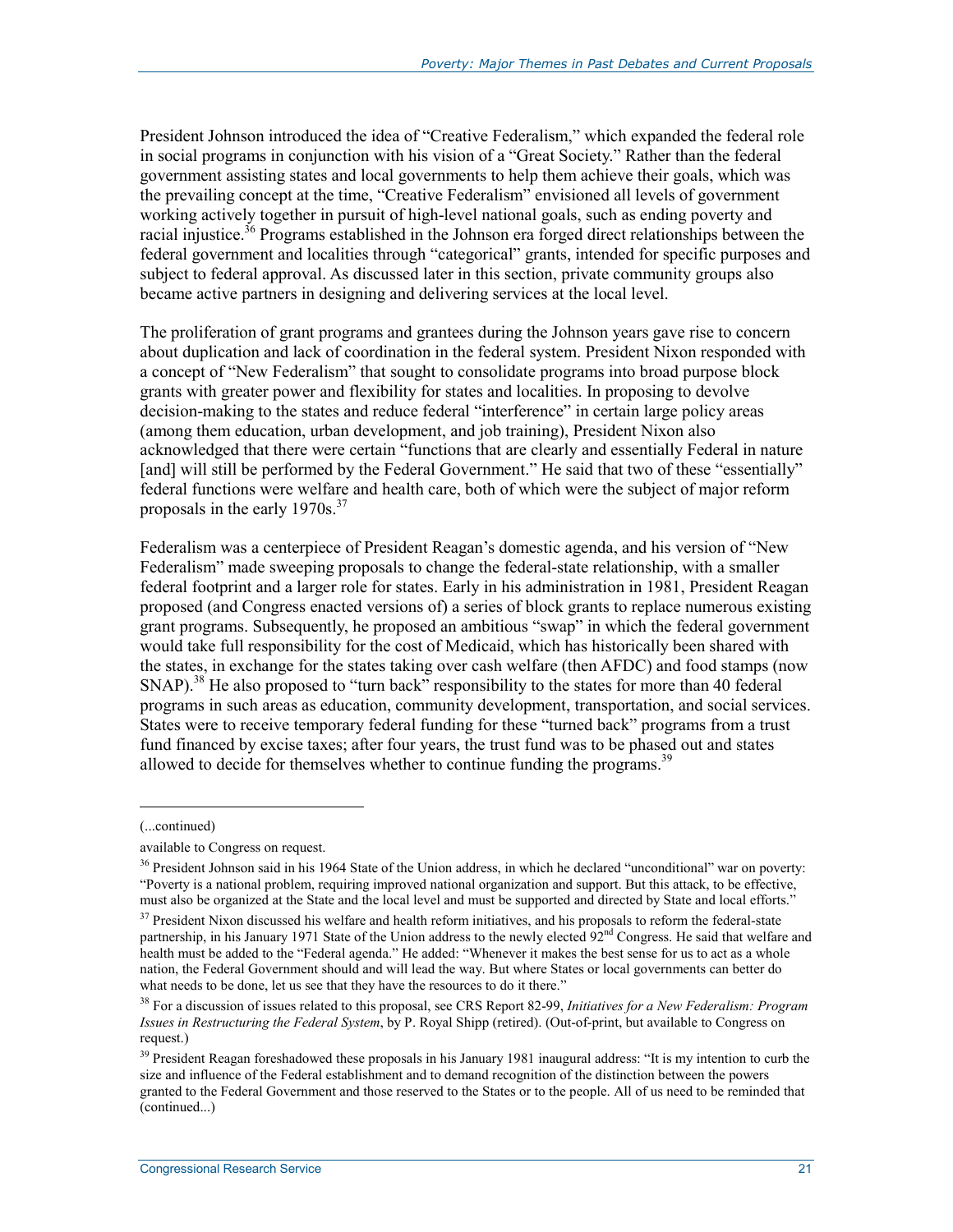President Johnson introduced the idea of "Creative Federalism," which expanded the federal role in social programs in conjunction with his vision of a "Great Society." Rather than the federal government assisting states and local governments to help them achieve their goals, which was the prevailing concept at the time, "Creative Federalism" envisioned all levels of government working actively together in pursuit of high-level national goals, such as ending poverty and racial injustice.[36] Programs established in the Johnson era forged direct relationships between the federal government and localities through "categorical" grants, intended for specific purposes and subject to federal approval. As discussed later in this section, private community groups also became active partners in designing and delivering services at the local level.

The proliferation of grant programs and grantees during the Johnson years gave rise to concern about duplication and lack of coordination in the federal system. President Nixon responded with a concept of "New Federalism" that sought to consolidate programs into broad purpose block grants with greater power and flexibility for states and localities. In proposing to devolve decision-making to the states and reduce federal "interference" in certain large policy areas (among them education, urban development, and job training), President Nixon also acknowledged that there were certain "functions that are clearly and essentially Federal in nature [and] will still be performed by the Federal Government." He said that two of these "essentially" federal functions were welfare and health care, both of which were the subject of major reform proposals in the early 1970s.[37]

Federalism was a centerpiece of President Reagan's domestic agenda, and his version of "New Federalism" made sweeping proposals to change the federal-state relationship, with a smaller federal footprint and a larger role for states. Early in his administration in 1981, President Reagan proposed (and Congress enacted versions of) a series of block grants to replace numerous existing grant programs. Subsequently, he proposed an ambitious "swap" in which the federal government would take full responsibility for the cost of Medicaid, which has historically been shared with the states, in exchange for the states taking over cash welfare (then AFDC) and food stamps (now SNAP).[38] He also proposed to "turn back" responsibility to the states for more than 40 federal programs in such areas as education, community development, transportation, and social services. States were to receive temporary federal funding for these "turned back" programs from a trust fund financed by excise taxes; after four years, the trust fund was to be phased out and states allowed to decide for themselves whether to continue funding the programs.[39]

---

(...continued)

available to Congress on request.

[36] President Johnson said in his 1964 State of the Union address, in which he declared "unconditional" war on poverty: "Poverty is a national problem, requiring improved national organization and support. But this attack, to be effective, must also be organized at the State and the local level and must be supported and directed by State and local efforts."

[37] President Nixon discussed his welfare and health reform initiatives, and his proposals to reform the federal-state partnership, in his January 1971 State of the Union address to the newly elected 92nd Congress. He said that welfare and health must be added to the "Federal agenda." He added: "Whenever it makes the best sense for us to act as a whole nation, the Federal Government should and will lead the way. But where States or local governments can better do what needs to be done, let us see that they have the resources to do it there."

[38] For a discussion of issues related to this proposal, see CRS Report 82-99, *Initiatives for a New Federalism: Program Issues in Restructuring the Federal System*, by P. Royal Shipp (retired). (Out-of-print, but available to Congress on request.)

[39] President Reagan foreshadowed these proposals in his January 1981 inaugural address: "It is my intention to curb the size and influence of the Federal establishment and to demand recognition of the distinction between the powers granted to the Federal Government and those reserved to the States or to the people. All of us need to be reminded that (continued...)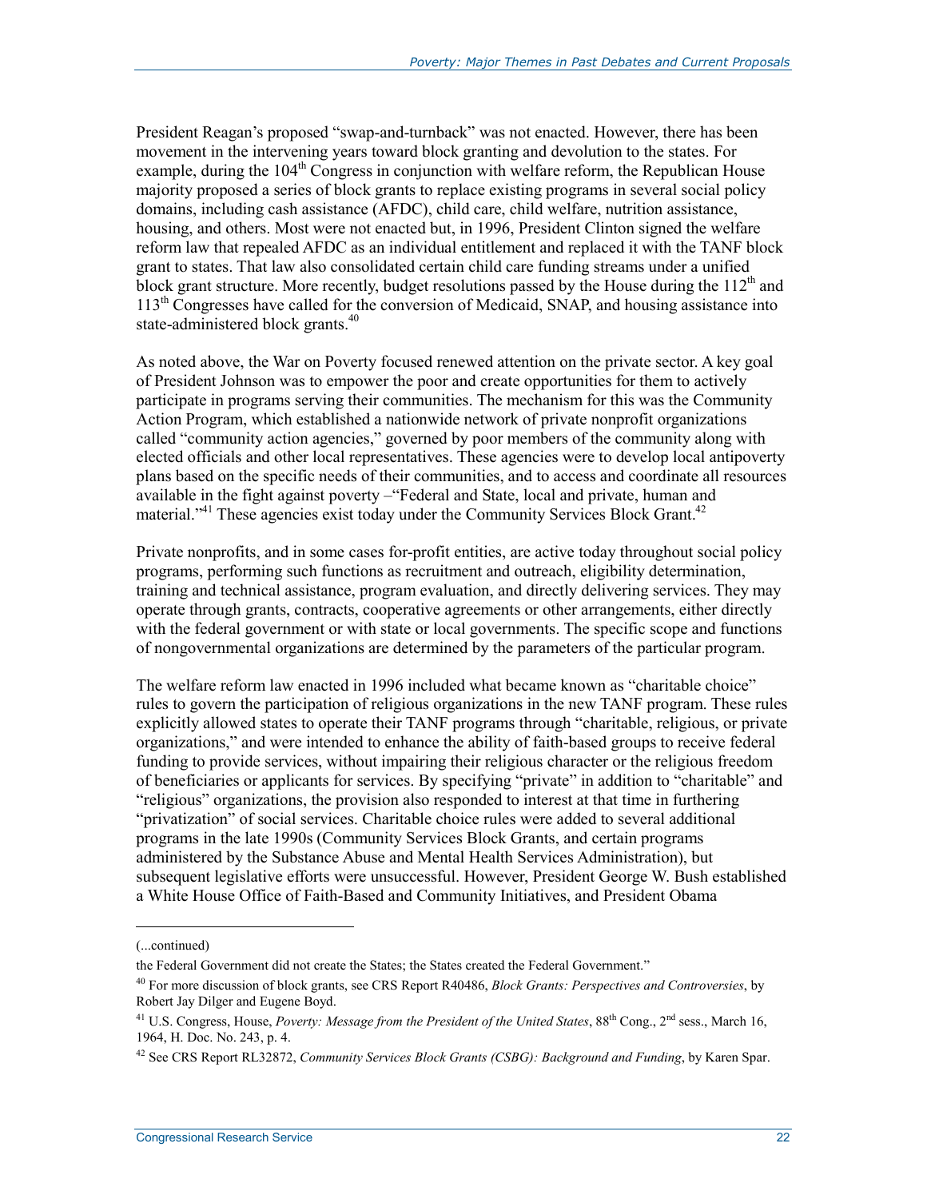President Reagan's proposed "swap-and-turnback" was not enacted. However, there has been movement in the intervening years toward block granting and devolution to the states. For example, during the 104th Congress in conjunction with welfare reform, the Republican House majority proposed a series of block grants to replace existing programs in several social policy domains, including cash assistance (AFDC), child care, child welfare, nutrition assistance, housing, and others. Most were not enacted but, in 1996, President Clinton signed the welfare reform law that repealed AFDC as an individual entitlement and replaced it with the TANF block grant to states. That law also consolidated certain child care funding streams under a unified block grant structure. More recently, budget resolutions passed by the House during the 112th and 113th Congresses have called for the conversion of Medicaid, SNAP, and housing assistance into state-administered block grants.[40]

As noted above, the War on Poverty focused renewed attention on the private sector. A key goal of President Johnson was to empower the poor and create opportunities for them to actively participate in programs serving their communities. The mechanism for this was the Community Action Program, which established a nationwide network of private nonprofit organizations called "community action agencies," governed by poor members of the community along with elected officials and other local representatives. These agencies were to develop local antipoverty plans based on the specific needs of their communities, and to access and coordinate all resources available in the fight against poverty –"Federal and State, local and private, human and material."[41] These agencies exist today under the Community Services Block Grant.[42]

Private nonprofits, and in some cases for-profit entities, are active today throughout social policy programs, performing such functions as recruitment and outreach, eligibility determination, training and technical assistance, program evaluation, and directly delivering services. They may operate through grants, contracts, cooperative agreements or other arrangements, either directly with the federal government or with state or local governments. The specific scope and functions of nongovernmental organizations are determined by the parameters of the particular program.

The welfare reform law enacted in 1996 included what became known as "charitable choice" rules to govern the participation of religious organizations in the new TANF program. These rules explicitly allowed states to operate their TANF programs through "charitable, religious, or private organizations," and were intended to enhance the ability of faith-based groups to receive federal funding to provide services, without impairing their religious character or the religious freedom of beneficiaries or applicants for services. By specifying "private" in addition to "charitable" and "religious" organizations, the provision also responded to interest at that time in furthering "privatization" of social services. Charitable choice rules were added to several additional programs in the late 1990s (Community Services Block Grants, and certain programs administered by the Substance Abuse and Mental Health Services Administration), but subsequent legislative efforts were unsuccessful. However, President George W. Bush established a White House Office of Faith-Based and Community Initiatives, and President Obama

---

(...continued)

the Federal Government did not create the States; the States created the Federal Government."

[40] For more discussion of block grants, see CRS Report R40486, *Block Grants: Perspectives and Controversies*, by Robert Jay Dilger and Eugene Boyd.

[41] U.S. Congress, House, *Poverty: Message from the President of the United States*, 88th Cong., 2nd sess., March 16, 1964, H. Doc. No. 243, p. 4.

[42] See CRS Report RL32872, *Community Services Block Grants (CSBG): Background and Funding*, by Karen Spar.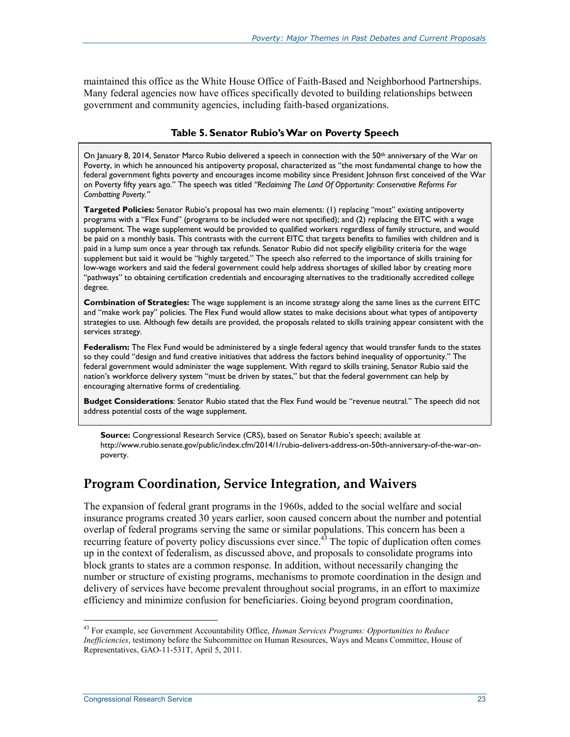maintained this office as the White House Office of Faith-Based and Neighborhood Partnerships. Many federal agencies now have offices specifically devoted to building relationships between government and community agencies, including faith-based organizations.

**Table 5. Senator Rubio's War on Poverty Speech**

On January 8, 2014, Senator Marco Rubio delivered a speech in connection with the 50th anniversary of the War on Poverty, in which he announced his antipoverty proposal, characterized as "the most fundamental change to how the federal government fights poverty and encourages income mobility since President Johnson first conceived of the War on Poverty fifty years ago." The speech was titled *"Reclaiming The Land Of Opportunity: Conservative Reforms For Combatting Poverty."*

**Targeted Policies:** Senator Rubio's proposal has two main elements: (1) replacing "most" existing antipoverty programs with a "Flex Fund" (programs to be included were not specified); and (2) replacing the EITC with a wage supplement. The wage supplement would be provided to qualified workers regardless of family structure, and would be paid on a monthly basis. This contrasts with the current EITC that targets benefits to families with children and is paid in a lump sum once a year through tax refunds. Senator Rubio did not specify eligibility criteria for the wage supplement but said it would be "highly targeted." The speech also referred to the importance of skills training for low-wage workers and said the federal government could help address shortages of skilled labor by creating more "pathways" to obtaining certification credentials and encouraging alternatives to the traditionally accredited college degree.

**Combination of Strategies:** The wage supplement is an income strategy along the same lines as the current EITC and "make work pay" policies. The Flex Fund would allow states to make decisions about what types of antipoverty strategies to use. Although few details are provided, the proposals related to skills training appear consistent with the services strategy.

**Federalism:** The Flex Fund would be administered by a single federal agency that would transfer funds to the states so they could "design and fund creative initiatives that address the factors behind inequality of opportunity." The federal government would administer the wage supplement. With regard to skills training, Senator Rubio said the nation's workforce delivery system "must be driven by states," but that the federal government can help by encouraging alternative forms of credentialing.

**Budget Considerations**: Senator Rubio stated that the Flex Fund would be "revenue neutral." The speech did not address potential costs of the wage supplement.

**Source:** Congressional Research Service (CRS), based on Senator Rubio's speech; available at http://www.rubio.senate.gov/public/index.cfm/2014/1/rubio-delivers-address-on-50th-anniversary-of-the-war-on-poverty.

## Program Coordination, Service Integration, and Waivers

The expansion of federal grant programs in the 1960s, added to the social welfare and social insurance programs created 30 years earlier, soon caused concern about the number and potential overlap of federal programs serving the same or similar populations. This concern has been a recurring feature of poverty policy discussions ever since.[43] The topic of duplication often comes up in the context of federalism, as discussed above, and proposals to consolidate programs into block grants to states are a common response. In addition, without necessarily changing the number or structure of existing programs, mechanisms to promote coordination in the design and delivery of services have become prevalent throughout social programs, in an effort to maximize efficiency and minimize confusion for beneficiaries. Going beyond program coordination,

[43] For example, see Government Accountability Office, *Human Services Programs: Opportunities to Reduce Inefficiencies*, testimony before the Subcommittee on Human Resources, Ways and Means Committee, House of Representatives, GAO-11-531T, April 5, 2011.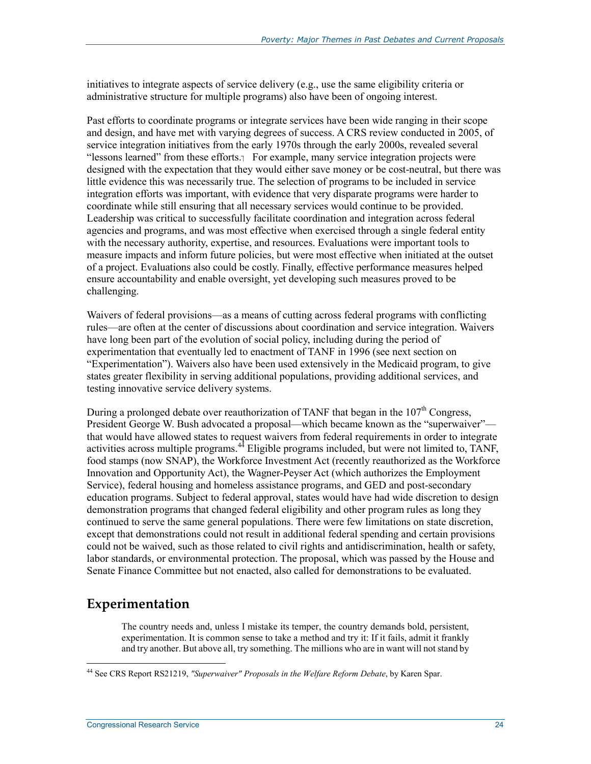initiatives to integrate aspects of service delivery (e.g., use the same eligibility criteria or administrative structure for multiple programs) also have been of ongoing interest.

Past efforts to coordinate programs or integrate services have been wide ranging in their scope and design, and have met with varying degrees of success. A CRS review conducted in 2005, of service integration initiatives from the early 1970s through the early 2000s, revealed several "lessons learned" from these efforts. For example, many service integration projects were designed with the expectation that they would either save money or be cost-neutral, but there was little evidence this was necessarily true. The selection of programs to be included in service integration efforts was important, with evidence that very disparate programs were harder to coordinate while still ensuring that all necessary services would continue to be provided. Leadership was critical to successfully facilitate coordination and integration across federal agencies and programs, and was most effective when exercised through a single federal entity with the necessary authority, expertise, and resources. Evaluations were important tools to measure impacts and inform future policies, but were most effective when initiated at the outset of a project. Evaluations also could be costly. Finally, effective performance measures helped ensure accountability and enable oversight, yet developing such measures proved to be challenging.

Waivers of federal provisions—as a means of cutting across federal programs with conflicting rules—are often at the center of discussions about coordination and service integration. Waivers have long been part of the evolution of social policy, including during the period of experimentation that eventually led to enactment of TANF in 1996 (see next section on "Experimentation"). Waivers also have been used extensively in the Medicaid program, to give states greater flexibility in serving additional populations, providing additional services, and testing innovative service delivery systems.

During a prolonged debate over reauthorization of TANF that began in the 107th Congress, President George W. Bush advocated a proposal—which became known as the "superwaiver"—that would have allowed states to request waivers from federal requirements in order to integrate activities across multiple programs.[44] Eligible programs included, but were not limited to, TANF, food stamps (now SNAP), the Workforce Investment Act (recently reauthorized as the Workforce Innovation and Opportunity Act), the Wagner-Peyser Act (which authorizes the Employment Service), federal housing and homeless assistance programs, and GED and post-secondary education programs. Subject to federal approval, states would have had wide discretion to design demonstration programs that changed federal eligibility and other program rules as long they continued to serve the same general populations. There were few limitations on state discretion, except that demonstrations could not result in additional federal spending and certain provisions could not be waived, such as those related to civil rights and antidiscrimination, health or safety, labor standards, or environmental protection. The proposal, which was passed by the House and Senate Finance Committee but not enacted, also called for demonstrations to be evaluated.

## Experimentation

> The country needs and, unless I mistake its temper, the country demands bold, persistent, experimentation. It is common sense to take a method and try it: If it fails, admit it frankly and try another. But above all, try something. The millions who are in want will not stand by

[44] See CRS Report RS21219, *"Superwaiver" Proposals in the Welfare Reform Debate*, by Karen Spar.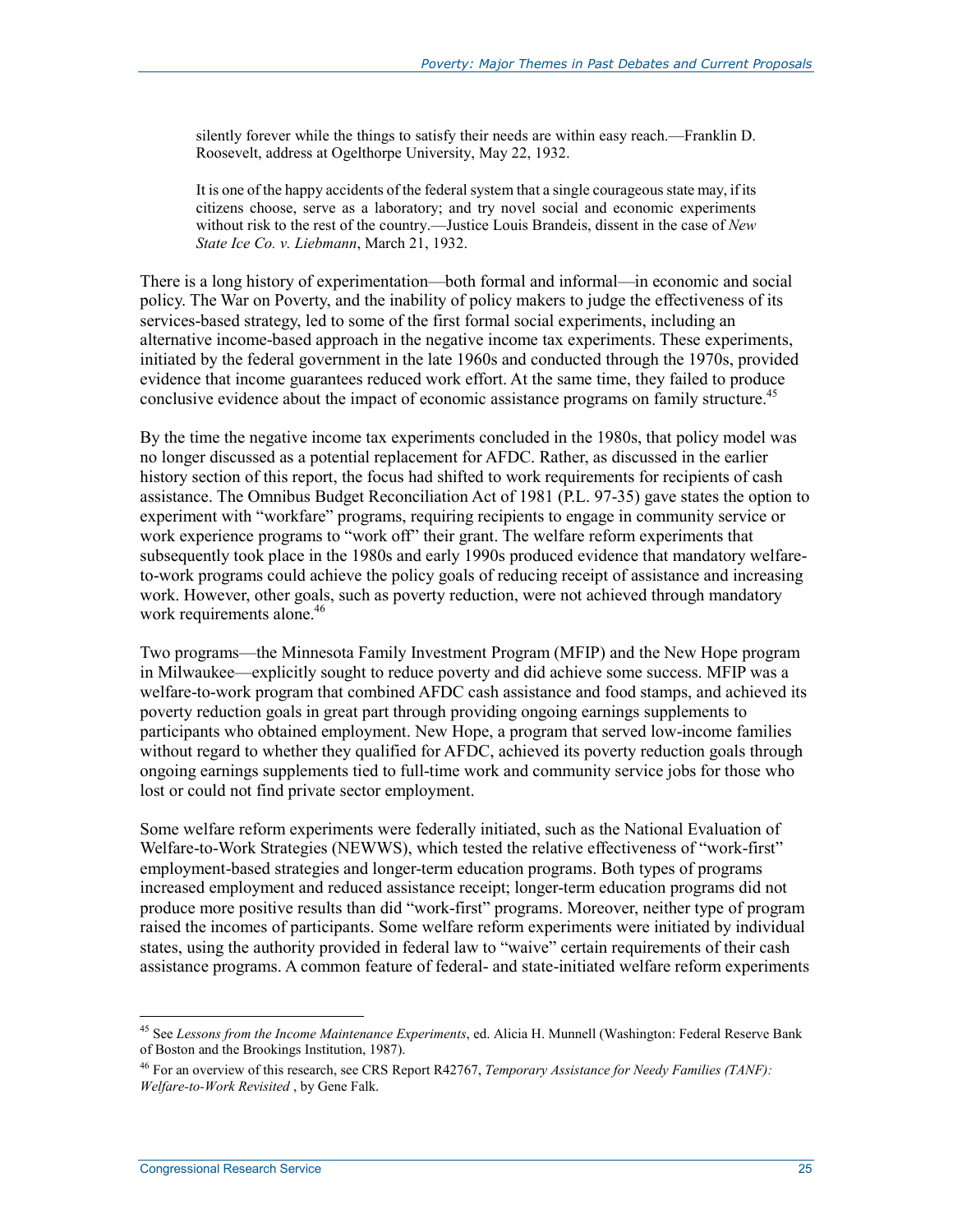> silently forever while the things to satisfy their needs are within easy reach.—Franklin D. Roosevelt, address at Ogelthorpe University, May 22, 1932.

> It is one of the happy accidents of the federal system that a single courageous state may, if its citizens choose, serve as a laboratory; and try novel social and economic experiments without risk to the rest of the country.—Justice Louis Brandeis, dissent in the case of *New State Ice Co. v. Liebmann*, March 21, 1932.

There is a long history of experimentation—both formal and informal—in economic and social policy. The War on Poverty, and the inability of policy makers to judge the effectiveness of its services-based strategy, led to some of the first formal social experiments, including an alternative income-based approach in the negative income tax experiments. These experiments, initiated by the federal government in the late 1960s and conducted through the 1970s, provided evidence that income guarantees reduced work effort. At the same time, they failed to produce conclusive evidence about the impact of economic assistance programs on family structure.[45]

By the time the negative income tax experiments concluded in the 1980s, that policy model was no longer discussed as a potential replacement for AFDC. Rather, as discussed in the earlier history section of this report, the focus had shifted to work requirements for recipients of cash assistance. The Omnibus Budget Reconciliation Act of 1981 (P.L. 97-35) gave states the option to experiment with "workfare" programs, requiring recipients to engage in community service or work experience programs to "work off" their grant. The welfare reform experiments that subsequently took place in the 1980s and early 1990s produced evidence that mandatory welfare-to-work programs could achieve the policy goals of reducing receipt of assistance and increasing work. However, other goals, such as poverty reduction, were not achieved through mandatory work requirements alone.[46]

Two programs—the Minnesota Family Investment Program (MFIP) and the New Hope program in Milwaukee—explicitly sought to reduce poverty and did achieve some success. MFIP was a welfare-to-work program that combined AFDC cash assistance and food stamps, and achieved its poverty reduction goals in great part through providing ongoing earnings supplements to participants who obtained employment. New Hope, a program that served low-income families without regard to whether they qualified for AFDC, achieved its poverty reduction goals through ongoing earnings supplements tied to full-time work and community service jobs for those who lost or could not find private sector employment.

Some welfare reform experiments were federally initiated, such as the National Evaluation of Welfare-to-Work Strategies (NEWWS), which tested the relative effectiveness of "work-first" employment-based strategies and longer-term education programs. Both types of programs increased employment and reduced assistance receipt; longer-term education programs did not produce more positive results than did "work-first" programs. Moreover, neither type of program raised the incomes of participants. Some welfare reform experiments were initiated by individual states, using the authority provided in federal law to "waive" certain requirements of their cash assistance programs. A common feature of federal- and state-initiated welfare reform experiments

---

[45] See *Lessons from the Income Maintenance Experiments*, ed. Alicia H. Munnell (Washington: Federal Reserve Bank of Boston and the Brookings Institution, 1987).

[46] For an overview of this research, see CRS Report R42767, *Temporary Assistance for Needy Families (TANF): Welfare-to-Work Revisited* , by Gene Falk.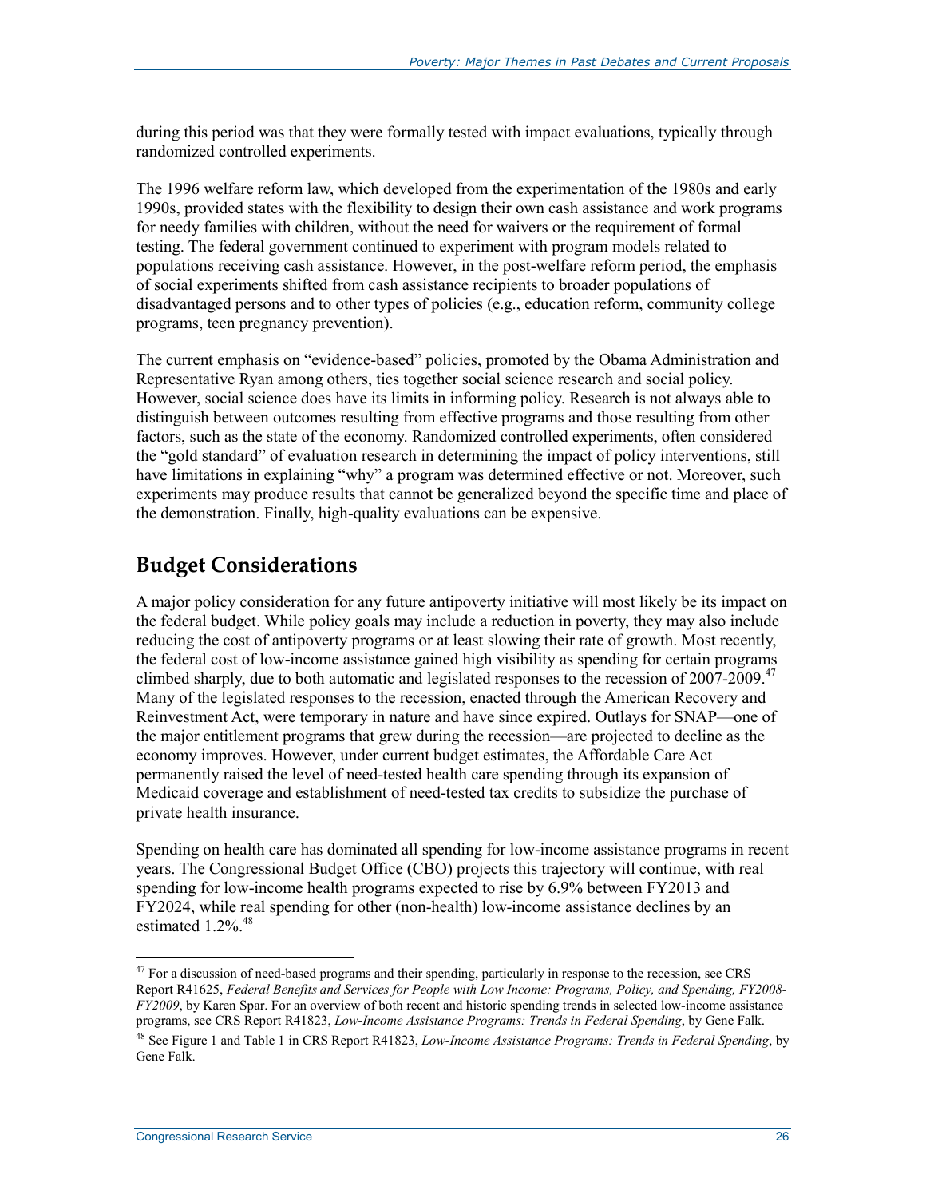during this period was that they were formally tested with impact evaluations, typically through randomized controlled experiments.

The 1996 welfare reform law, which developed from the experimentation of the 1980s and early 1990s, provided states with the flexibility to design their own cash assistance and work programs for needy families with children, without the need for waivers or the requirement of formal testing. The federal government continued to experiment with program models related to populations receiving cash assistance. However, in the post-welfare reform period, the emphasis of social experiments shifted from cash assistance recipients to broader populations of disadvantaged persons and to other types of policies (e.g., education reform, community college programs, teen pregnancy prevention).

The current emphasis on "evidence-based" policies, promoted by the Obama Administration and Representative Ryan among others, ties together social science research and social policy. However, social science does have its limits in informing policy. Research is not always able to distinguish between outcomes resulting from effective programs and those resulting from other factors, such as the state of the economy. Randomized controlled experiments, often considered the "gold standard" of evaluation research in determining the impact of policy interventions, still have limitations in explaining "why" a program was determined effective or not. Moreover, such experiments may produce results that cannot be generalized beyond the specific time and place of the demonstration. Finally, high-quality evaluations can be expensive.

## Budget Considerations

A major policy consideration for any future antipoverty initiative will most likely be its impact on the federal budget. While policy goals may include a reduction in poverty, they may also include reducing the cost of antipoverty programs or at least slowing their rate of growth. Most recently, the federal cost of low-income assistance gained high visibility as spending for certain programs climbed sharply, due to both automatic and legislated responses to the recession of 2007-2009.[47] Many of the legislated responses to the recession, enacted through the American Recovery and Reinvestment Act, were temporary in nature and have since expired. Outlays for SNAP—one of the major entitlement programs that grew during the recession—are projected to decline as the economy improves. However, under current budget estimates, the Affordable Care Act permanently raised the level of need-tested health care spending through its expansion of Medicaid coverage and establishment of need-tested tax credits to subsidize the purchase of private health insurance.

Spending on health care has dominated all spending for low-income assistance programs in recent years. The Congressional Budget Office (CBO) projects this trajectory will continue, with real spending for low-income health programs expected to rise by 6.9% between FY2013 and FY2024, while real spending for other (non-health) low-income assistance declines by an estimated 1.2%.[48]

---

[47] For a discussion of need-based programs and their spending, particularly in response to the recession, see CRS Report R41625, *Federal Benefits and Services for People with Low Income: Programs, Policy, and Spending, FY2008-FY2009*, by Karen Spar. For an overview of both recent and historic spending trends in selected low-income assistance programs, see CRS Report R41823, *Low-Income Assistance Programs: Trends in Federal Spending*, by Gene Falk.

[48] See Figure 1 and Table 1 in CRS Report R41823, *Low-Income Assistance Programs: Trends in Federal Spending*, by Gene Falk.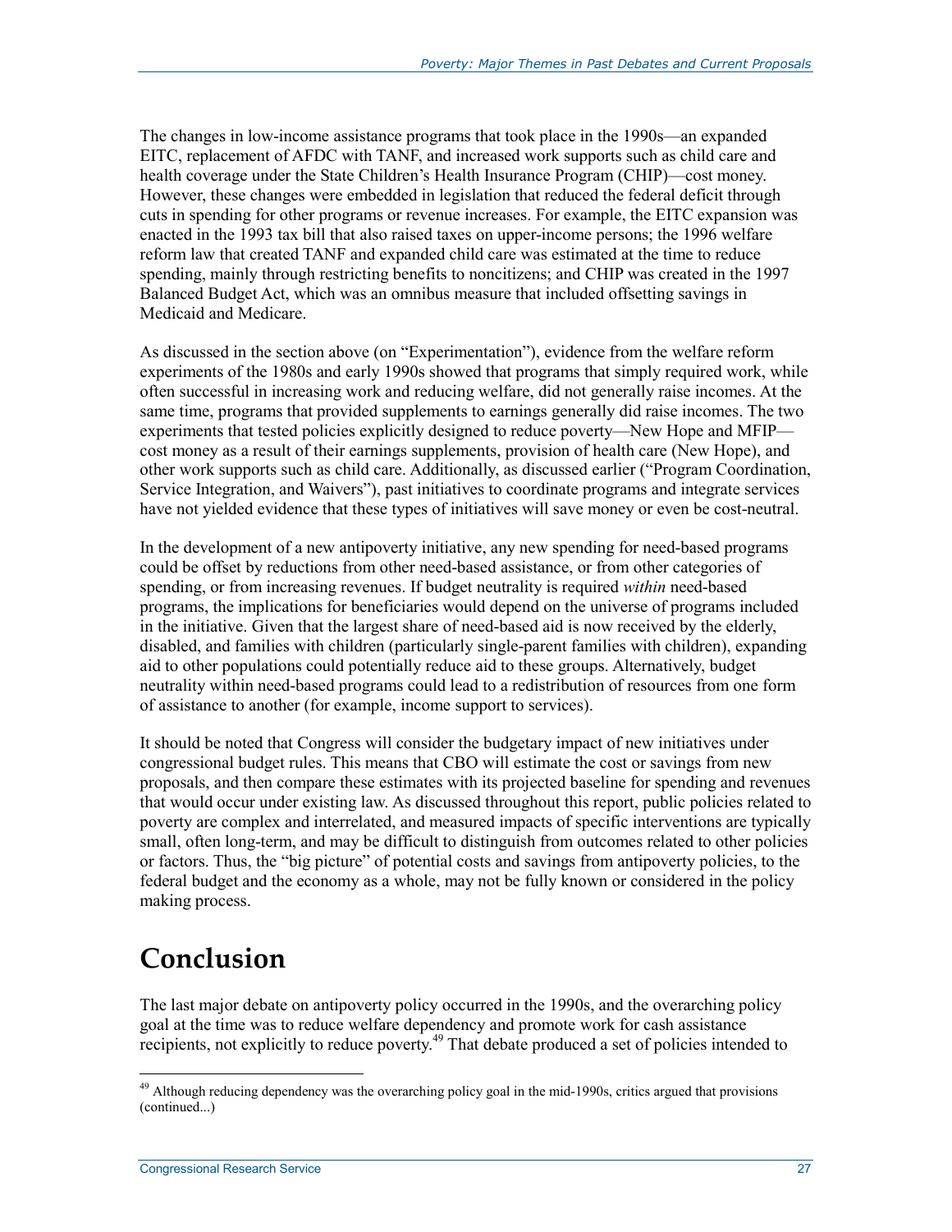The changes in low-income assistance programs that took place in the 1990s—an expanded EITC, replacement of AFDC with TANF, and increased work supports such as child care and health coverage under the State Children's Health Insurance Program (CHIP)—cost money. However, these changes were embedded in legislation that reduced the federal deficit through cuts in spending for other programs or revenue increases. For example, the EITC expansion was enacted in the 1993 tax bill that also raised taxes on upper-income persons; the 1996 welfare reform law that created TANF and expanded child care was estimated at the time to reduce spending, mainly through restricting benefits to noncitizens; and CHIP was created in the 1997 Balanced Budget Act, which was an omnibus measure that included offsetting savings in Medicaid and Medicare.

As discussed in the section above (on "Experimentation"), evidence from the welfare reform experiments of the 1980s and early 1990s showed that programs that simply required work, while often successful in increasing work and reducing welfare, did not generally raise incomes. At the same time, programs that provided supplements to earnings generally did raise incomes. The two experiments that tested policies explicitly designed to reduce poverty—New Hope and MFIP—cost money as a result of their earnings supplements, provision of health care (New Hope), and other work supports such as child care. Additionally, as discussed earlier ("Program Coordination, Service Integration, and Waivers"), past initiatives to coordinate programs and integrate services have not yielded evidence that these types of initiatives will save money or even be cost-neutral.

In the development of a new antipoverty initiative, any new spending for need-based programs could be offset by reductions from other need-based assistance, or from other categories of spending, or from increasing revenues. If budget neutrality is required *within* need-based programs, the implications for beneficiaries would depend on the universe of programs included in the initiative. Given that the largest share of need-based aid is now received by the elderly, disabled, and families with children (particularly single-parent families with children), expanding aid to other populations could potentially reduce aid to these groups. Alternatively, budget neutrality within need-based programs could lead to a redistribution of resources from one form of assistance to another (for example, income support to services).

It should be noted that Congress will consider the budgetary impact of new initiatives under congressional budget rules. This means that CBO will estimate the cost or savings from new proposals, and then compare these estimates with its projected baseline for spending and revenues that would occur under existing law. As discussed throughout this report, public policies related to poverty are complex and interrelated, and measured impacts of specific interventions are typically small, often long-term, and may be difficult to distinguish from outcomes related to other policies or factors. Thus, the "big picture" of potential costs and savings from antipoverty policies, to the federal budget and the economy as a whole, may not be fully known or considered in the policy making process.

# Conclusion

The last major debate on antipoverty policy occurred in the 1990s, and the overarching policy goal at the time was to reduce welfare dependency and promote work for cash assistance recipients, not explicitly to reduce poverty.[49] That debate produced a set of policies intended to

[49] Although reducing dependency was the overarching policy goal in the mid-1990s, critics argued that provisions (continued...)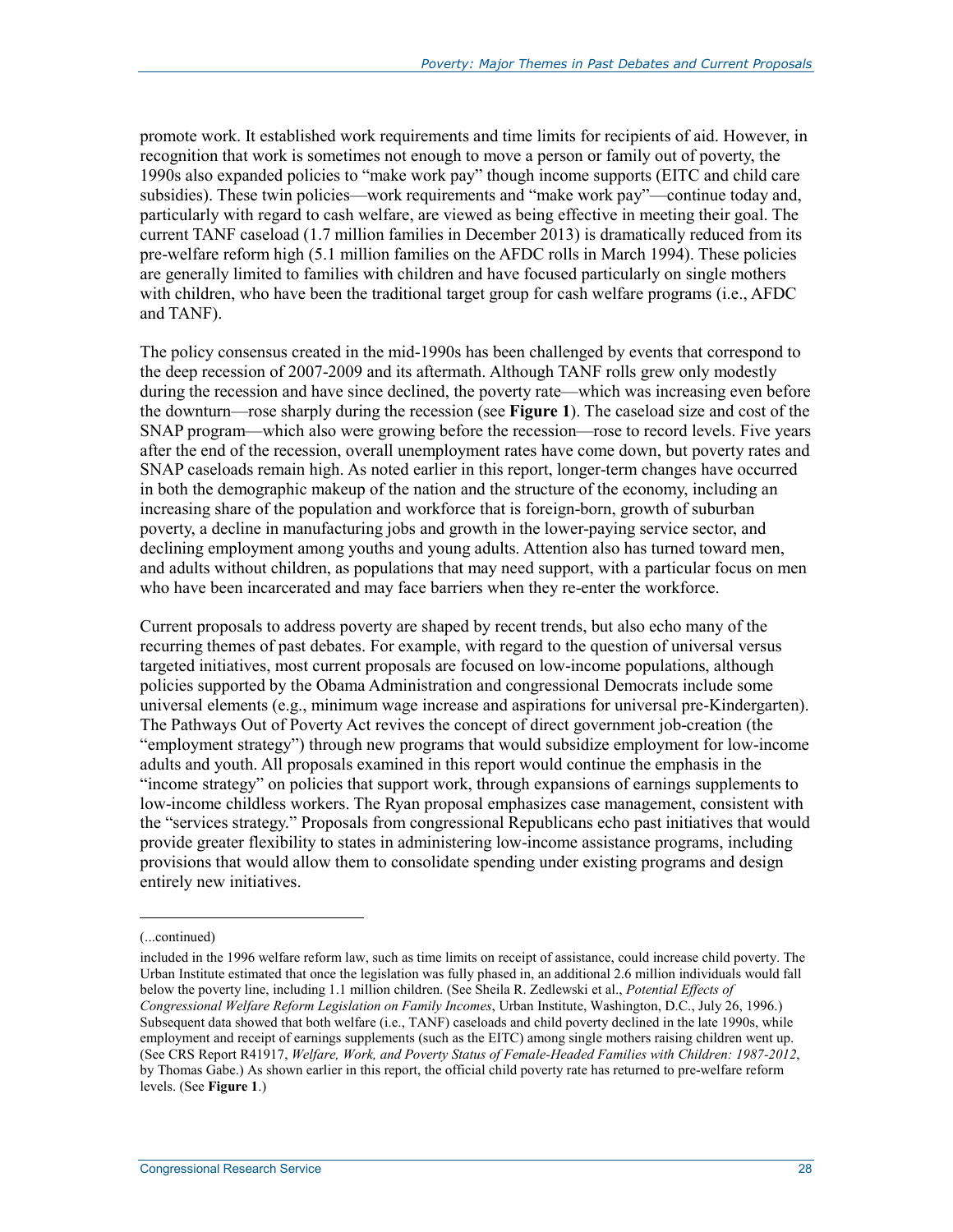promote work. It established work requirements and time limits for recipients of aid. However, in recognition that work is sometimes not enough to move a person or family out of poverty, the 1990s also expanded policies to "make work pay" though income supports (EITC and child care subsidies). These twin policies—work requirements and "make work pay"—continue today and, particularly with regard to cash welfare, are viewed as being effective in meeting their goal. The current TANF caseload (1.7 million families in December 2013) is dramatically reduced from its pre-welfare reform high (5.1 million families on the AFDC rolls in March 1994). These policies are generally limited to families with children and have focused particularly on single mothers with children, who have been the traditional target group for cash welfare programs (i.e., AFDC and TANF).

The policy consensus created in the mid-1990s has been challenged by events that correspond to the deep recession of 2007-2009 and its aftermath. Although TANF rolls grew only modestly during the recession and have since declined, the poverty rate—which was increasing even before the downturn—rose sharply during the recession (see **Figure 1**). The caseload size and cost of the SNAP program—which also were growing before the recession—rose to record levels. Five years after the end of the recession, overall unemployment rates have come down, but poverty rates and SNAP caseloads remain high. As noted earlier in this report, longer-term changes have occurred in both the demographic makeup of the nation and the structure of the economy, including an increasing share of the population and workforce that is foreign-born, growth of suburban poverty, a decline in manufacturing jobs and growth in the lower-paying service sector, and declining employment among youths and young adults. Attention also has turned toward men, and adults without children, as populations that may need support, with a particular focus on men who have been incarcerated and may face barriers when they re-enter the workforce.

Current proposals to address poverty are shaped by recent trends, but also echo many of the recurring themes of past debates. For example, with regard to the question of universal versus targeted initiatives, most current proposals are focused on low-income populations, although policies supported by the Obama Administration and congressional Democrats include some universal elements (e.g., minimum wage increase and aspirations for universal pre-Kindergarten). The Pathways Out of Poverty Act revives the concept of direct government job-creation (the "employment strategy") through new programs that would subsidize employment for low-income adults and youth. All proposals examined in this report would continue the emphasis in the "income strategy" on policies that support work, through expansions of earnings supplements to low-income childless workers. The Ryan proposal emphasizes case management, consistent with the "services strategy." Proposals from congressional Republicans echo past initiatives that would provide greater flexibility to states in administering low-income assistance programs, including provisions that would allow them to consolidate spending under existing programs and design entirely new initiatives.

---

(...continued)

included in the 1996 welfare reform law, such as time limits on receipt of assistance, could increase child poverty. The Urban Institute estimated that once the legislation was fully phased in, an additional 2.6 million individuals would fall below the poverty line, including 1.1 million children. (See Sheila R. Zedlewski et al., *Potential Effects of Congressional Welfare Reform Legislation on Family Incomes*, Urban Institute, Washington, D.C., July 26, 1996.) Subsequent data showed that both welfare (i.e., TANF) caseloads and child poverty declined in the late 1990s, while employment and receipt of earnings supplements (such as the EITC) among single mothers raising children went up. (See CRS Report R41917, *Welfare, Work, and Poverty Status of Female-Headed Families with Children: 1987-2012*, by Thomas Gabe.) As shown earlier in this report, the official child poverty rate has returned to pre-welfare reform levels. (See **Figure 1**.)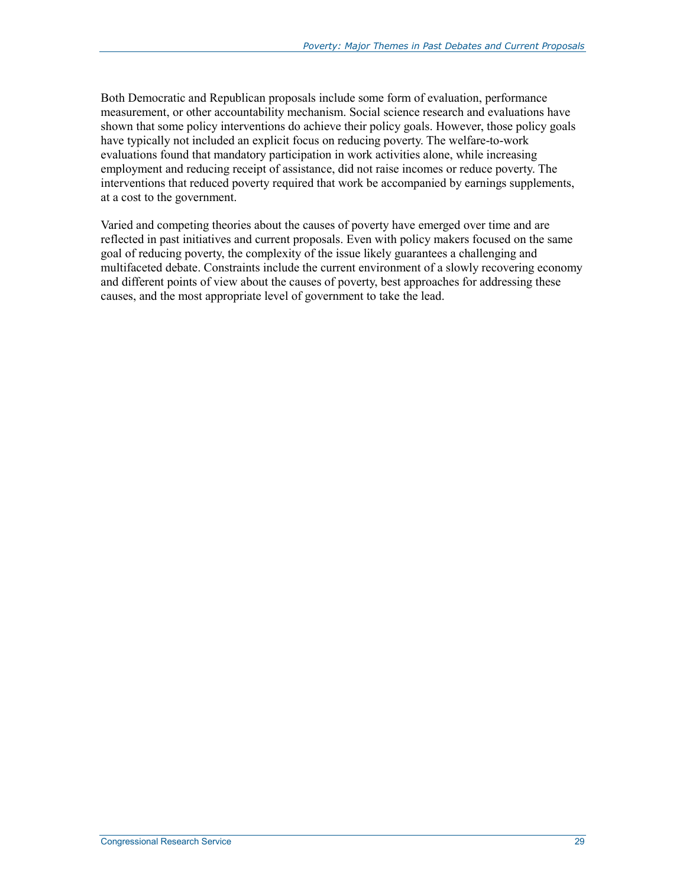Both Democratic and Republican proposals include some form of evaluation, performance measurement, or other accountability mechanism. Social science research and evaluations have shown that some policy interventions do achieve their policy goals. However, those policy goals have typically not included an explicit focus on reducing poverty. The welfare-to-work evaluations found that mandatory participation in work activities alone, while increasing employment and reducing receipt of assistance, did not raise incomes or reduce poverty. The interventions that reduced poverty required that work be accompanied by earnings supplements, at a cost to the government.

Varied and competing theories about the causes of poverty have emerged over time and are reflected in past initiatives and current proposals. Even with policy makers focused on the same goal of reducing poverty, the complexity of the issue likely guarantees a challenging and multifaceted debate. Constraints include the current environment of a slowly recovering economy and different points of view about the causes of poverty, best approaches for addressing these causes, and the most appropriate level of government to take the lead.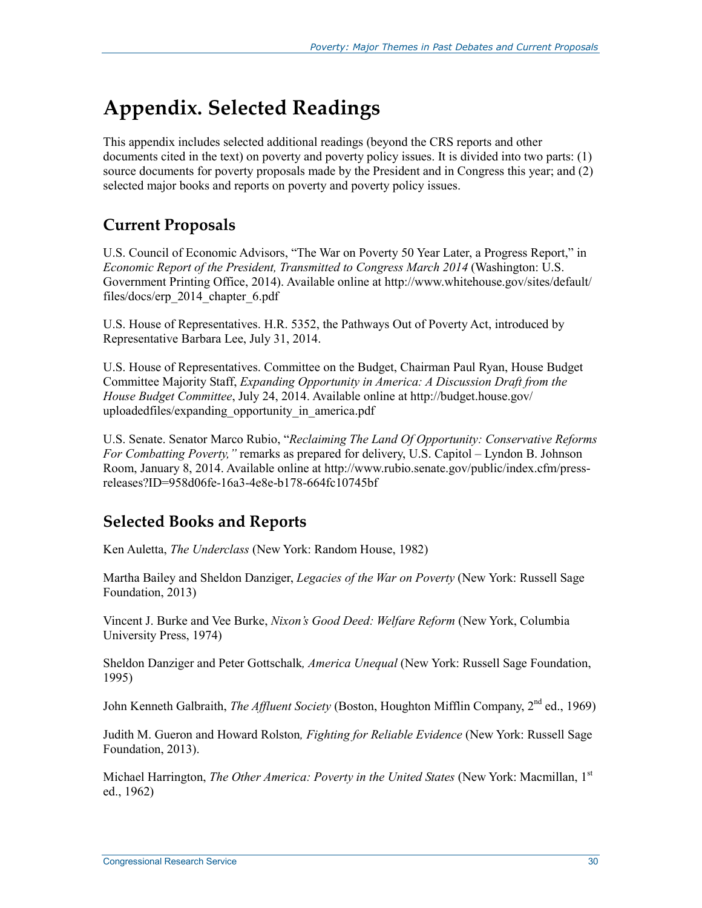# Appendix. Selected Readings

This appendix includes selected additional readings (beyond the CRS reports and other documents cited in the text) on poverty and poverty policy issues. It is divided into two parts: (1) source documents for poverty proposals made by the President and in Congress this year; and (2) selected major books and reports on poverty and poverty policy issues.

## Current Proposals

U.S. Council of Economic Advisors, "The War on Poverty 50 Year Later, a Progress Report," in *Economic Report of the President, Transmitted to Congress March 2014* (Washington: U.S. Government Printing Office, 2014). Available online at http://www.whitehouse.gov/sites/default/files/docs/erp_2014_chapter_6.pdf

U.S. House of Representatives. H.R. 5352, the Pathways Out of Poverty Act, introduced by Representative Barbara Lee, July 31, 2014.

U.S. House of Representatives. Committee on the Budget, Chairman Paul Ryan, House Budget Committee Majority Staff, *Expanding Opportunity in America: A Discussion Draft from the House Budget Committee*, July 24, 2014. Available online at http://budget.house.gov/uploadedfiles/expanding_opportunity_in_america.pdf

U.S. Senate. Senator Marco Rubio, "*Reclaiming The Land Of Opportunity: Conservative Reforms For Combatting Poverty,"* remarks as prepared for delivery, U.S. Capitol – Lyndon B. Johnson Room, January 8, 2014. Available online at http://www.rubio.senate.gov/public/index.cfm/press-releases?ID=958d06fe-16a3-4e8e-b178-664fc10745bf

## Selected Books and Reports

Ken Auletta, *The Underclass* (New York: Random House, 1982)

Martha Bailey and Sheldon Danziger, *Legacies of the War on Poverty* (New York: Russell Sage Foundation, 2013)

Vincent J. Burke and Vee Burke, *Nixon's Good Deed: Welfare Reform* (New York, Columbia University Press, 1974)

Sheldon Danziger and Peter Gottschalk*, America Unequal* (New York: Russell Sage Foundation, 1995)

John Kenneth Galbraith, *The Affluent Society* (Boston, Houghton Mifflin Company, 2nd ed., 1969)

Judith M. Gueron and Howard Rolston*, Fighting for Reliable Evidence* (New York: Russell Sage Foundation, 2013).

Michael Harrington, *The Other America: Poverty in the United States* (New York: Macmillan, 1st ed., 1962)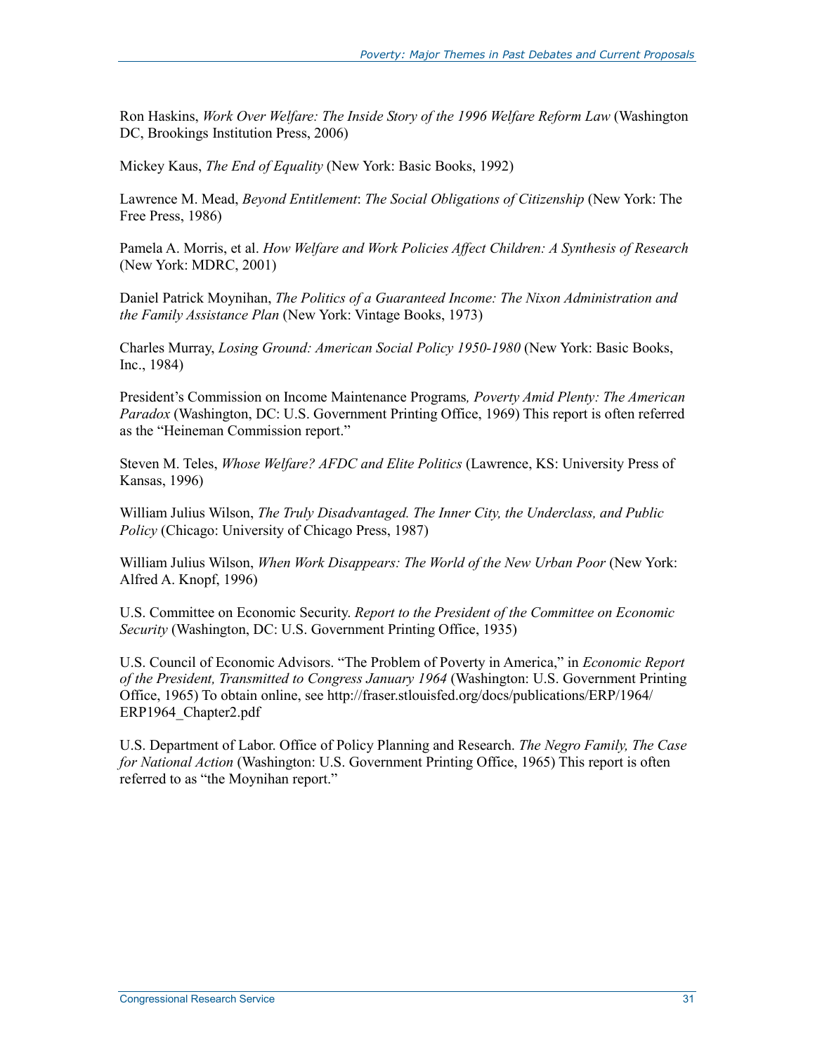Ron Haskins, *Work Over Welfare: The Inside Story of the 1996 Welfare Reform Law* (Washington DC, Brookings Institution Press, 2006)

Mickey Kaus, *The End of Equality* (New York: Basic Books, 1992)

Lawrence M. Mead, *Beyond Entitlement*: *The Social Obligations of Citizenship* (New York: The Free Press, 1986)

Pamela A. Morris, et al. *How Welfare and Work Policies Affect Children: A Synthesis of Research* (New York: MDRC, 2001)

Daniel Patrick Moynihan, *The Politics of a Guaranteed Income: The Nixon Administration and the Family Assistance Plan* (New York: Vintage Books, 1973)

Charles Murray, *Losing Ground: American Social Policy 1950-1980* (New York: Basic Books, Inc., 1984)

President's Commission on Income Maintenance Programs*, Poverty Amid Plenty: The American Paradox* (Washington, DC: U.S. Government Printing Office, 1969) This report is often referred as the "Heineman Commission report."

Steven M. Teles, *Whose Welfare? AFDC and Elite Politics* (Lawrence, KS: University Press of Kansas, 1996)

William Julius Wilson, *The Truly Disadvantaged. The Inner City, the Underclass, and Public Policy* (Chicago: University of Chicago Press, 1987)

William Julius Wilson, *When Work Disappears: The World of the New Urban Poor* (New York: Alfred A. Knopf, 1996)

U.S. Committee on Economic Security. *Report to the President of the Committee on Economic Security* (Washington, DC: U.S. Government Printing Office, 1935)

U.S. Council of Economic Advisors. "The Problem of Poverty in America," in *Economic Report of the President, Transmitted to Congress January 1964* (Washington: U.S. Government Printing Office, 1965) To obtain online, see http://fraser.stlouisfed.org/docs/publications/ERP/1964/ERP1964_Chapter2.pdf

U.S. Department of Labor. Office of Policy Planning and Research. *The Negro Family, The Case for National Action* (Washington: U.S. Government Printing Office, 1965) This report is often referred to as "the Moynihan report."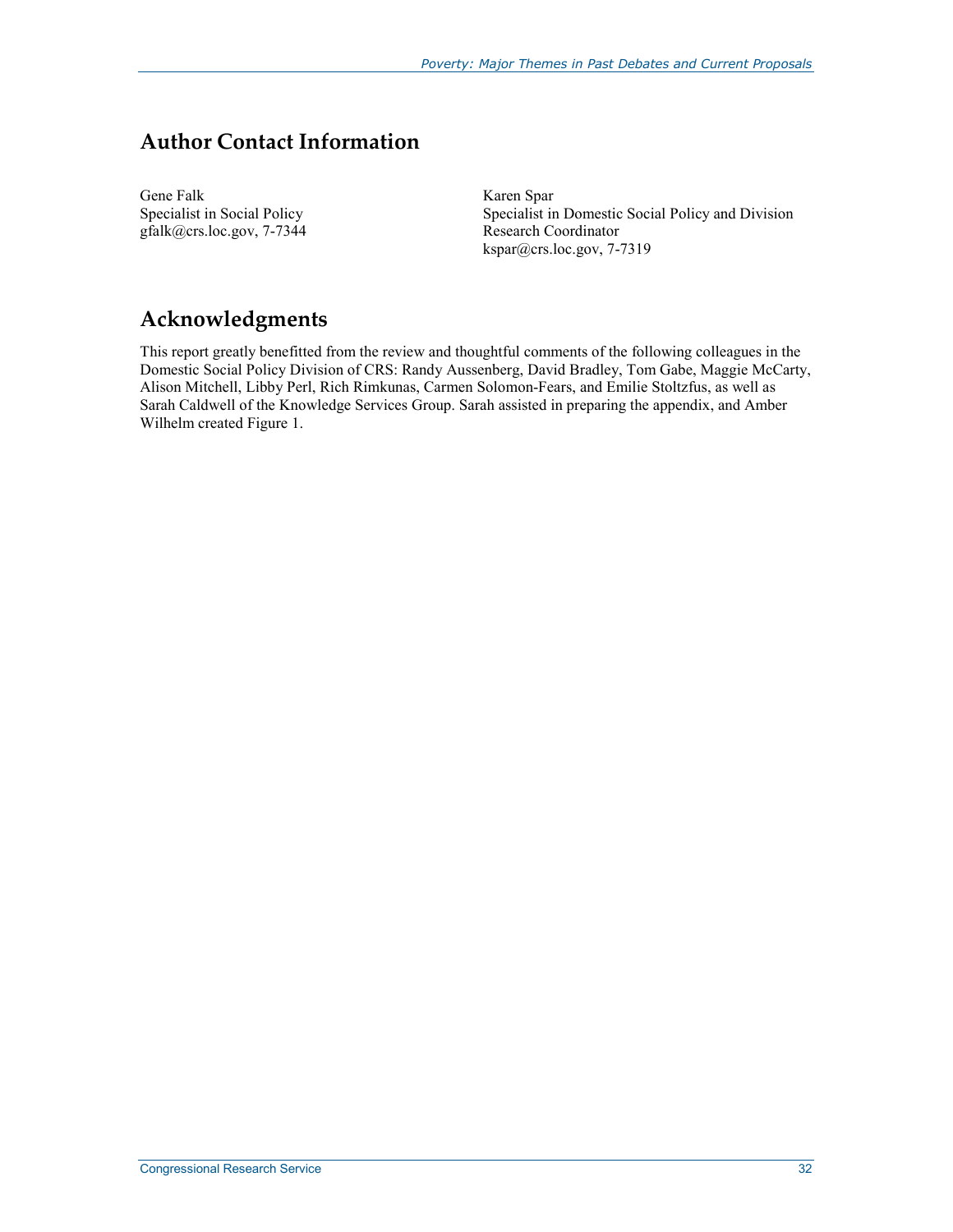## Author Contact Information

Gene Falk
Specialist in Social Policy
gfalk@crs.loc.gov, 7-7344

Karen Spar
Specialist in Domestic Social Policy and Division Research Coordinator
kspar@crs.loc.gov, 7-7319

## Acknowledgments

This report greatly benefitted from the review and thoughtful comments of the following colleagues in the Domestic Social Policy Division of CRS: Randy Aussenberg, David Bradley, Tom Gabe, Maggie McCarty, Alison Mitchell, Libby Perl, Rich Rimkunas, Carmen Solomon-Fears, and Emilie Stoltzfus, as well as Sarah Caldwell of the Knowledge Services Group. Sarah assisted in preparing the appendix, and Amber Wilhelm created Figure 1.